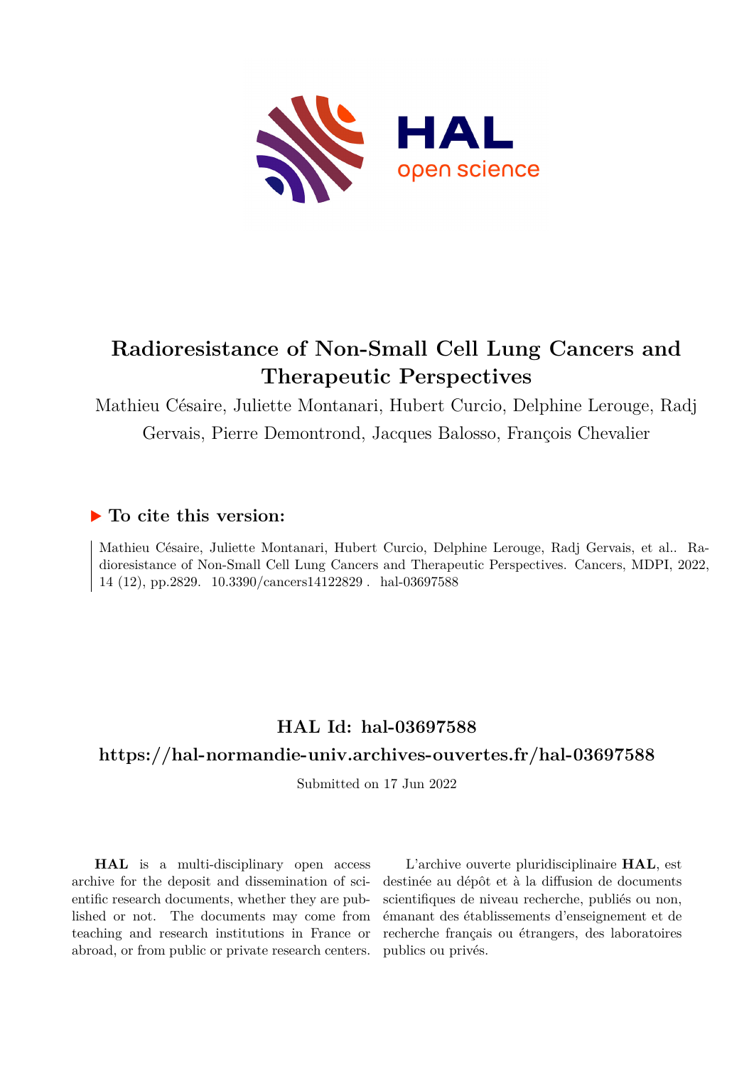# Radioresistance of Non-Small Cell Lung Cancers and Therapeutic Perspectives

Mathieu Césaire, Juliette Montanari, Hubert Curcio, Delphine Lerouge, Radj Gervais, Pierre Demontrond, Jacques Balosso, François Chevalier

## ▶ To cite this version:

Mathieu Césaire, Juliette Montanari, Hubert Curcio, Delphine Lerouge, Radj Gervais, et al.. Radioresistance of Non-Small Cell Lung Cancers and Therapeutic Perspectives. Cancers, MDPI, 2022, 14 (12), pp.2829. 10.3390/cancers14122829 . hal-03697588

## HAL Id: hal-03697588

## https://hal-normandie-univ.archives-ouvertes.fr/hal-03697588

Submitted on 17 Jun 2022

**HAL** is a multi-disciplinary open access archive for the deposit and dissemination of scientific research documents, whether they are published or not. The documents may come from teaching and research institutions in France or abroad, or from public or private research centers.

L'archive ouverte pluridisciplinaire **HAL**, est destinée au dépôt et à la diffusion de documents scientifiques de niveau recherche, publiés ou non, émanant des établissements d'enseignement et de recherche français ou étrangers, des laboratoires publics ou privés.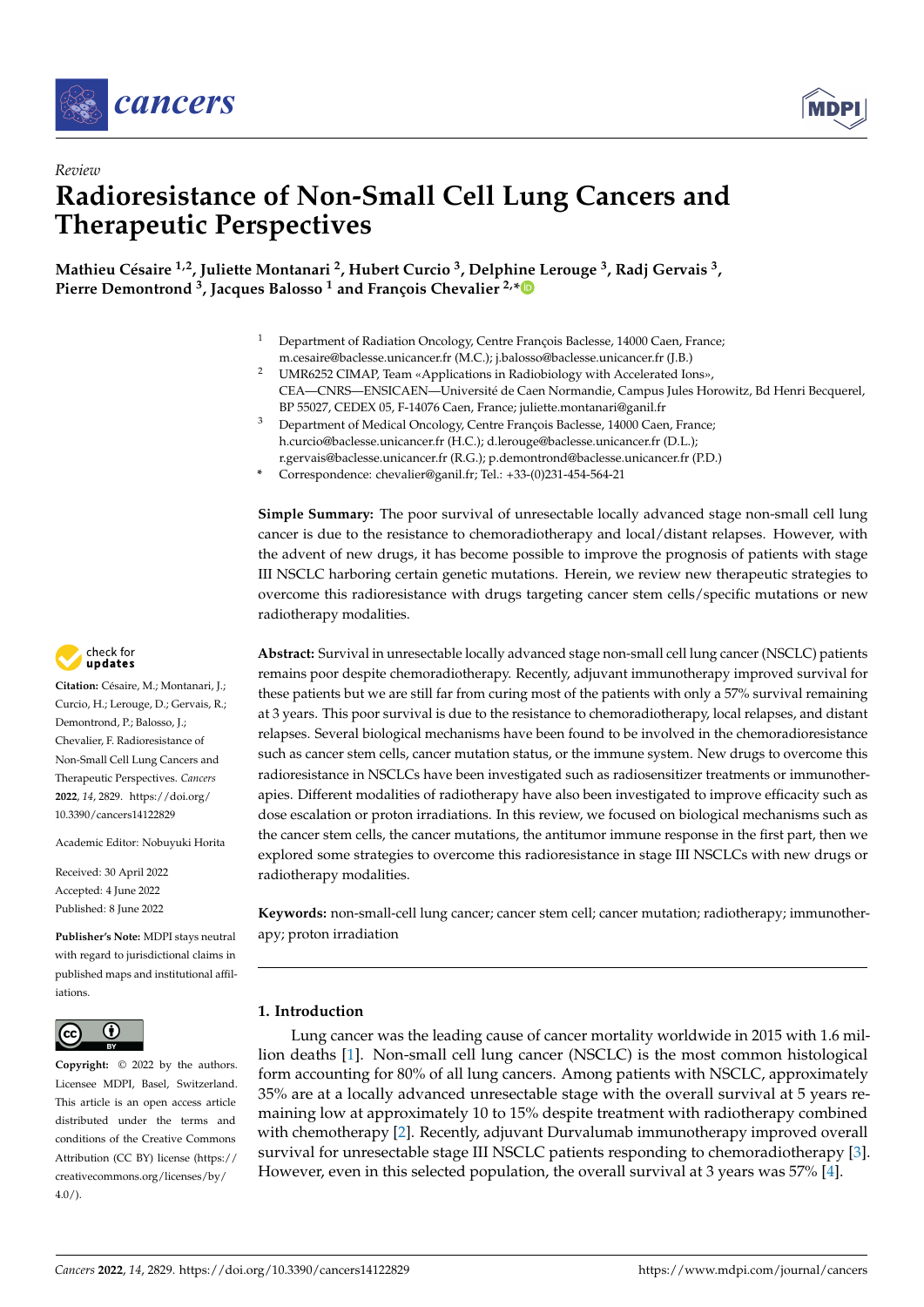## Review

# Radioresistance of Non-Small Cell Lung Cancers and Therapeutic Perspectives

**Mathieu Césaire [1,2], Juliette Montanari [2], Hubert Curcio [3], Delphine Lerouge [3], Radj Gervais [3], Pierre Demontrond [3], Jacques Balosso [1] and François Chevalier [2,*]**

[1] Department of Radiation Oncology, Centre François Baclesse, 14000 Caen, France; m.cesaire@baclesse.unicancer.fr (M.C.); j.balosso@baclesse.unicancer.fr (J.B.)

[2] UMR6252 CIMAP, Team «Applications in Radiobiology with Accelerated Ions», CEA—CNRS—ENSICAEN—Université de Caen Normandie, Campus Jules Horowitz, Bd Henri Becquerel, BP 55027, CEDEX 05, F-14076 Caen, France; juliette.montanari@ganil.fr

[3] Department of Medical Oncology, Centre François Baclesse, 14000 Caen, France; h.curcio@baclesse.unicancer.fr (H.C.); d.lerouge@baclesse.unicancer.fr (D.L.); r.gervais@baclesse.unicancer.fr (R.G.); p.demontrond@baclesse.unicancer.fr (P.D.)

* Correspondence: chevalier@ganil.fr; Tel.: +33-(0)231-454-564-21

**Simple Summary:** The poor survival of unresectable locally advanced stage non-small cell lung cancer is due to the resistance to chemoradiotherapy and local/distant relapses. However, with the advent of new drugs, it has become possible to improve the prognosis of patients with stage III NSCLC harboring certain genetic mutations. Herein, we review new therapeutic strategies to overcome this radioresistance with drugs targeting cancer stem cells/specific mutations or new radiotherapy modalities.

**Abstract:** Survival in unresectable locally advanced stage non-small cell lung cancer (NSCLC) patients remains poor despite chemoradiotherapy. Recently, adjuvant immunotherapy improved survival for these patients but we are still far from curing most of the patients with only a 57% survival remaining at 3 years. This poor survival is due to the resistance to chemoradiotherapy, local relapses, and distant relapses. Several biological mechanisms have been found to be involved in the chemoradioresistance such as cancer stem cells, cancer mutation status, or the immune system. New drugs to overcome this radioresistance in NSCLCs have been investigated such as radiosensitizer treatments or immunotherapies. Different modalities of radiotherapy have also been investigated to improve efficacy such as dose escalation or proton irradiations. In this review, we focused on biological mechanisms such as the cancer stem cells, the cancer mutations, the antitumor immune response in the first part, then we explored some strategies to overcome this radioresistance in stage III NSCLCs with new drugs or radiotherapy modalities.

**Keywords:** non-small-cell lung cancer; cancer stem cell; cancer mutation; radiotherapy; immunotherapy; proton irradiation

**Citation:** Césaire, M.; Montanari, J.; Curcio, H.; Lerouge, D.; Gervais, R.; Demontrond, P.; Balosso, J.; Chevalier, F. Radioresistance of Non-Small Cell Lung Cancers and Therapeutic Perspectives. *Cancers* **2022**, *14*, 2829. https://doi.org/10.3390/cancers14122829

Academic Editor: Nobuyuki Horita

Received: 30 April 2022
Accepted: 4 June 2022
Published: 8 June 2022

**Publisher's Note:** MDPI stays neutral with regard to jurisdictional claims in published maps and institutional affiliations.

**Copyright:** © 2022 by the authors. Licensee MDPI, Basel, Switzerland. This article is an open access article distributed under the terms and conditions of the Creative Commons Attribution (CC BY) license (https://creativecommons.org/licenses/by/4.0/).

## 1. Introduction

Lung cancer was the leading cause of cancer mortality worldwide in 2015 with 1.6 million deaths [1]. Non-small cell lung cancer (NSCLC) is the most common histological form accounting for 80% of all lung cancers. Among patients with NSCLC, approximately 35% are at a locally advanced unresectable stage with the overall survival at 5 years remaining low at approximately 10 to 15% despite treatment with radiotherapy combined with chemotherapy [2]. Recently, adjuvant Durvalumab immunotherapy improved overall survival for unresectable stage III NSCLC patients responding to chemoradiotherapy [3]. However, even in this selected population, the overall survival at 3 years was 57% [4].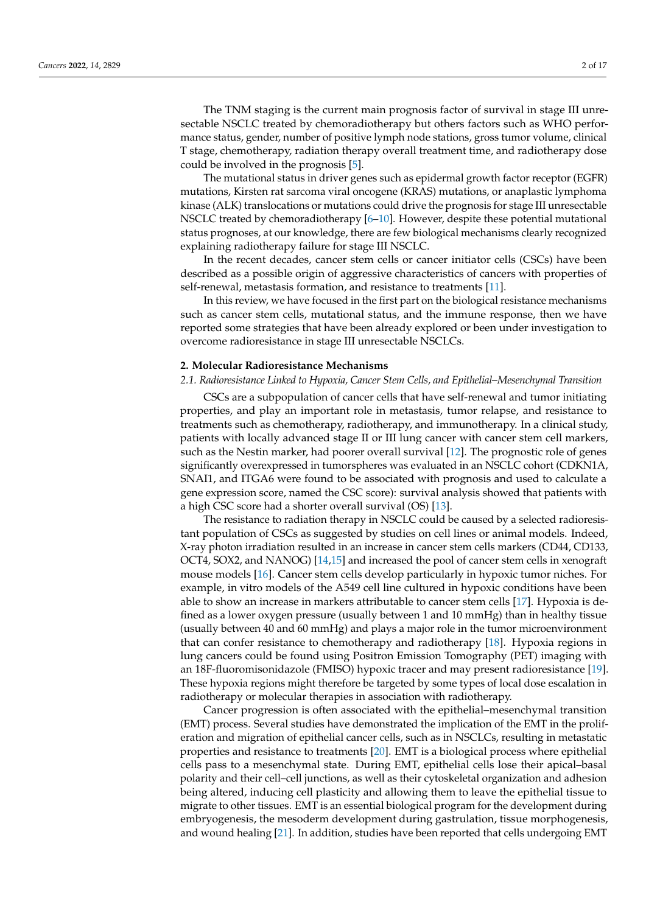The TNM staging is the current main prognosis factor of survival in stage III unresectable NSCLC treated by chemoradiotherapy but others factors such as WHO performance status, gender, number of positive lymph node stations, gross tumor volume, clinical T stage, chemotherapy, radiation therapy overall treatment time, and radiotherapy dose could be involved in the prognosis [5].

The mutational status in driver genes such as epidermal growth factor receptor (EGFR) mutations, Kirsten rat sarcoma viral oncogene (KRAS) mutations, or anaplastic lymphoma kinase (ALK) translocations or mutations could drive the prognosis for stage III unresectable NSCLC treated by chemoradiotherapy [6–10]. However, despite these potential mutational status prognoses, at our knowledge, there are few biological mechanisms clearly recognized explaining radiotherapy failure for stage III NSCLC.

In the recent decades, cancer stem cells or cancer initiator cells (CSCs) have been described as a possible origin of aggressive characteristics of cancers with properties of self-renewal, metastasis formation, and resistance to treatments [11].

In this review, we have focused in the first part on the biological resistance mechanisms such as cancer stem cells, mutational status, and the immune response, then we have reported some strategies that have been already explored or been under investigation to overcome radioresistance in stage III unresectable NSCLCs.

## 2. Molecular Radioresistance Mechanisms

### *2.1. Radioresistance Linked to Hypoxia, Cancer Stem Cells, and Epithelial–Mesenchymal Transition*

CSCs are a subpopulation of cancer cells that have self-renewal and tumor initiating properties, and play an important role in metastasis, tumor relapse, and resistance to treatments such as chemotherapy, radiotherapy, and immunotherapy. In a clinical study, patients with locally advanced stage II or III lung cancer with cancer stem cell markers, such as the Nestin marker, had poorer overall survival [12]. The prognostic role of genes significantly overexpressed in tumorspheres was evaluated in an NSCLC cohort (CDKN1A, SNAI1, and ITGA6 were found to be associated with prognosis and used to calculate a gene expression score, named the CSC score): survival analysis showed that patients with a high CSC score had a shorter overall survival (OS) [13].

The resistance to radiation therapy in NSCLC could be caused by a selected radioresistant population of CSCs as suggested by studies on cell lines or animal models. Indeed, X-ray photon irradiation resulted in an increase in cancer stem cells markers (CD44, CD133, OCT4, SOX2, and NANOG) [14,15] and increased the pool of cancer stem cells in xenograft mouse models [16]. Cancer stem cells develop particularly in hypoxic tumor niches. For example, in vitro models of the A549 cell line cultured in hypoxic conditions have been able to show an increase in markers attributable to cancer stem cells [17]. Hypoxia is defined as a lower oxygen pressure (usually between 1 and 10 mmHg) than in healthy tissue (usually between 40 and 60 mmHg) and plays a major role in the tumor microenvironment that can confer resistance to chemotherapy and radiotherapy [18]. Hypoxia regions in lung cancers could be found using Positron Emission Tomography (PET) imaging with an 18F-fluoromisonidazole (FMISO) hypoxic tracer and may present radioresistance [19]. These hypoxia regions might therefore be targeted by some types of local dose escalation in radiotherapy or molecular therapies in association with radiotherapy.

Cancer progression is often associated with the epithelial–mesenchymal transition (EMT) process. Several studies have demonstrated the implication of the EMT in the proliferation and migration of epithelial cancer cells, such as in NSCLCs, resulting in metastatic properties and resistance to treatments [20]. EMT is a biological process where epithelial cells pass to a mesenchymal state. During EMT, epithelial cells lose their apical–basal polarity and their cell–cell junctions, as well as their cytoskeletal organization and adhesion being altered, inducing cell plasticity and allowing them to leave the epithelial tissue to migrate to other tissues. EMT is an essential biological program for the development during embryogenesis, the mesoderm development during gastrulation, tissue morphogenesis, and wound healing [21]. In addition, studies have been reported that cells undergoing EMT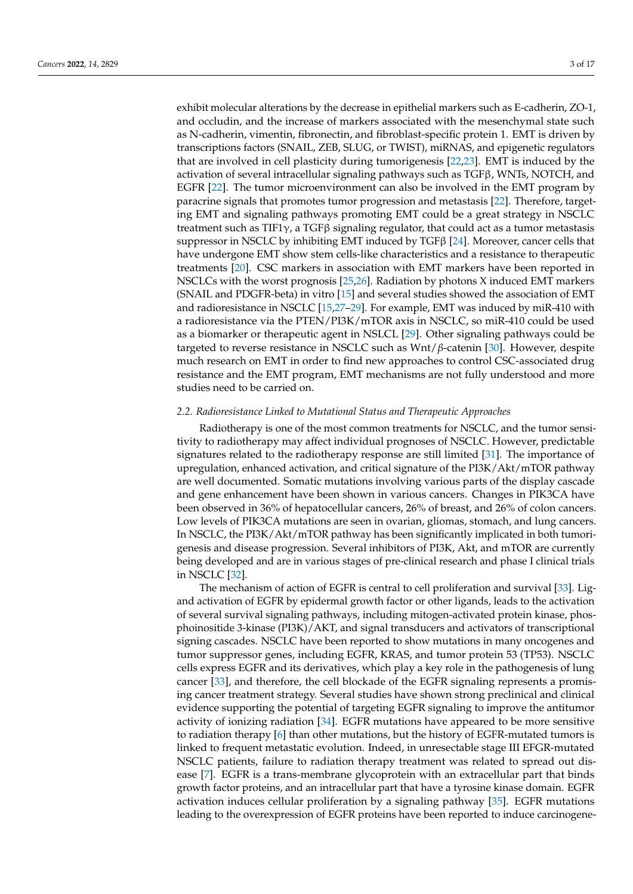exhibit molecular alterations by the decrease in epithelial markers such as E-cadherin, ZO-1, and occludin, and the increase of markers associated with the mesenchymal state such as N-cadherin, vimentin, fibronectin, and fibroblast-specific protein 1. EMT is driven by transcriptions factors (SNAIL, ZEB, SLUG, or TWIST), miRNAS, and epigenetic regulators that are involved in cell plasticity during tumorigenesis [22,23]. EMT is induced by the activation of several intracellular signaling pathways such as TGFβ, WNTs, NOTCH, and EGFR [22]. The tumor microenvironment can also be involved in the EMT program by paracrine signals that promotes tumor progression and metastasis [22]. Therefore, targeting EMT and signaling pathways promoting EMT could be a great strategy in NSCLC treatment such as TIF1γ, a TGFβ signaling regulator, that could act as a tumor metastasis suppressor in NSCLC by inhibiting EMT induced by TGFβ [24]. Moreover, cancer cells that have undergone EMT show stem cells-like characteristics and a resistance to therapeutic treatments [20]. CSC markers in association with EMT markers have been reported in NSCLCs with the worst prognosis [25,26]. Radiation by photons X induced EMT markers (SNAIL and PDGFR-beta) in vitro [15] and several studies showed the association of EMT and radioresistance in NSCLC [15,27–29]. For example, EMT was induced by miR-410 with a radioresistance via the PTEN/PI3K/mTOR axis in NSCLC, so miR-410 could be used as a biomarker or therapeutic agent in NSLCL [29]. Other signaling pathways could be targeted to reverse resistance in NSCLC such as Wnt/*β*-catenin [30]. However, despite much research on EMT in order to find new approaches to control CSC-associated drug resistance and the EMT program, EMT mechanisms are not fully understood and more studies need to be carried on.

### *2.2. Radioresistance Linked to Mutational Status and Therapeutic Approaches*

Radiotherapy is one of the most common treatments for NSCLC, and the tumor sensitivity to radiotherapy may affect individual prognoses of NSCLC. However, predictable signatures related to the radiotherapy response are still limited [31]. The importance of upregulation, enhanced activation, and critical signature of the PI3K/Akt/mTOR pathway are well documented. Somatic mutations involving various parts of the display cascade and gene enhancement have been shown in various cancers. Changes in PIK3CA have been observed in 36% of hepatocellular cancers, 26% of breast, and 26% of colon cancers. Low levels of PIK3CA mutations are seen in ovarian, gliomas, stomach, and lung cancers. In NSCLC, the PI3K/Akt/mTOR pathway has been significantly implicated in both tumorigenesis and disease progression. Several inhibitors of PI3K, Akt, and mTOR are currently being developed and are in various stages of pre-clinical research and phase I clinical trials in NSCLC [32].

The mechanism of action of EGFR is central to cell proliferation and survival [33]. Ligand activation of EGFR by epidermal growth factor or other ligands, leads to the activation of several survival signaling pathways, including mitogen-activated protein kinase, phosphoinositide 3-kinase (PI3K)/AKT, and signal transducers and activators of transcriptional signing cascades. NSCLC have been reported to show mutations in many oncogenes and tumor suppressor genes, including EGFR, KRAS, and tumor protein 53 (TP53). NSCLC cells express EGFR and its derivatives, which play a key role in the pathogenesis of lung cancer [33], and therefore, the cell blockade of the EGFR signaling represents a promising cancer treatment strategy. Several studies have shown strong preclinical and clinical evidence supporting the potential of targeting EGFR signaling to improve the antitumor activity of ionizing radiation [34]. EGFR mutations have appeared to be more sensitive to radiation therapy [6] than other mutations, but the history of EGFR-mutated tumors is linked to frequent metastatic evolution. Indeed, in unresectable stage III EFGR-mutated NSCLC patients, failure to radiation therapy treatment was related to spread out disease [7]. EGFR is a trans-membrane glycoprotein with an extracellular part that binds growth factor proteins, and an intracellular part that have a tyrosine kinase domain. EGFR activation induces cellular proliferation by a signaling pathway [35]. EGFR mutations leading to the overexpression of EGFR proteins have been reported to induce carcinogene-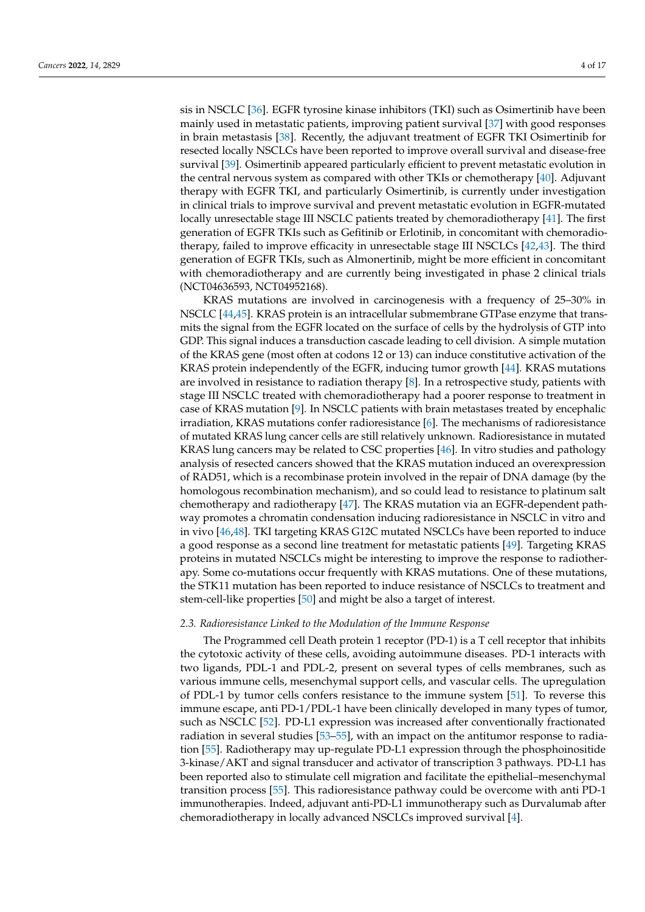sis in NSCLC [36]. EGFR tyrosine kinase inhibitors (TKI) such as Osimertinib have been mainly used in metastatic patients, improving patient survival [37] with good responses in brain metastasis [38]. Recently, the adjuvant treatment of EGFR TKI Osimertinib for resected locally NSCLCs have been reported to improve overall survival and disease-free survival [39]. Osimertinib appeared particularly efficient to prevent metastatic evolution in the central nervous system as compared with other TKIs or chemotherapy [40]. Adjuvant therapy with EGFR TKI, and particularly Osimertinib, is currently under investigation in clinical trials to improve survival and prevent metastatic evolution in EGFR-mutated locally unresectable stage III NSCLC patients treated by chemoradiotherapy [41]. The first generation of EGFR TKIs such as Gefitinib or Erlotinib, in concomitant with chemoradiotherapy, failed to improve efficacy in unresectable stage III NSCLCs [42,43]. The third generation of EGFR TKIs, such as Almonertinib, might be more efficient in concomitant with chemoradiotherapy and are currently being investigated in phase 2 clinical trials (NCT04636593, NCT04952168).

KRAS mutations are involved in carcinogenesis with a frequency of 25–30% in NSCLC [44,45]. KRAS protein is an intracellular submembrane GTPase enzyme that transmits the signal from the EGFR located on the surface of cells by the hydrolysis of GTP into GDP. This signal induces a transduction cascade leading to cell division. A simple mutation of the KRAS gene (most often at codons 12 or 13) can induce constitutive activation of the KRAS protein independently of the EGFR, inducing tumor growth [44]. KRAS mutations are involved in resistance to radiation therapy [8]. In a retrospective study, patients with stage III NSCLC treated with chemoradiotherapy had a poorer response to treatment in case of KRAS mutation [9]. In NSCLC patients with brain metastases treated by encephalic irradiation, KRAS mutations confer radioresistance [6]. The mechanisms of radioresistance of mutated KRAS lung cancer cells are still relatively unknown. Radioresistance in mutated KRAS lung cancers may be related to CSC properties [46]. In vitro studies and pathology analysis of resected cancers showed that the KRAS mutation induced an overexpression of RAD51, which is a recombinase protein involved in the repair of DNA damage (by the homologous recombination mechanism), and so could lead to resistance to platinum salt chemotherapy and radiotherapy [47]. The KRAS mutation via an EGFR-dependent pathway promotes a chromatin condensation inducing radioresistance in NSCLC in vitro and in vivo [46,48]. TKI targeting KRAS G12C mutated NSCLCs have been reported to induce a good response as a second line treatment for metastatic patients [49]. Targeting KRAS proteins in mutated NSCLCs might be interesting to improve the response to radiotherapy. Some co-mutations occur frequently with KRAS mutations. One of these mutations, the STK11 mutation has been reported to induce resistance of NSCLCs to treatment and stem-cell-like properties [50] and might be also a target of interest.

### *2.3. Radioresistance Linked to the Modulation of the Immune Response*

The Programmed cell Death protein 1 receptor (PD-1) is a T cell receptor that inhibits the cytotoxic activity of these cells, avoiding autoimmune diseases. PD-1 interacts with two ligands, PDL-1 and PDL-2, present on several types of cells membranes, such as various immune cells, mesenchymal support cells, and vascular cells. The upregulation of PDL-1 by tumor cells confers resistance to the immune system [51]. To reverse this immune escape, anti PD-1/PDL-1 have been clinically developed in many types of tumor, such as NSCLC [52]. PD-L1 expression was increased after conventionally fractionated radiation in several studies [53–55], with an impact on the antitumor response to radiation [55]. Radiotherapy may up-regulate PD-L1 expression through the phosphoinositide 3-kinase/AKT and signal transducer and activator of transcription 3 pathways. PD-L1 has been reported also to stimulate cell migration and facilitate the epithelial–mesenchymal transition process [55]. This radioresistance pathway could be overcome with anti PD-1 immunotherapies. Indeed, adjuvant anti-PD-L1 immunotherapy such as Durvalumab after chemoradiotherapy in locally advanced NSCLCs improved survival [4].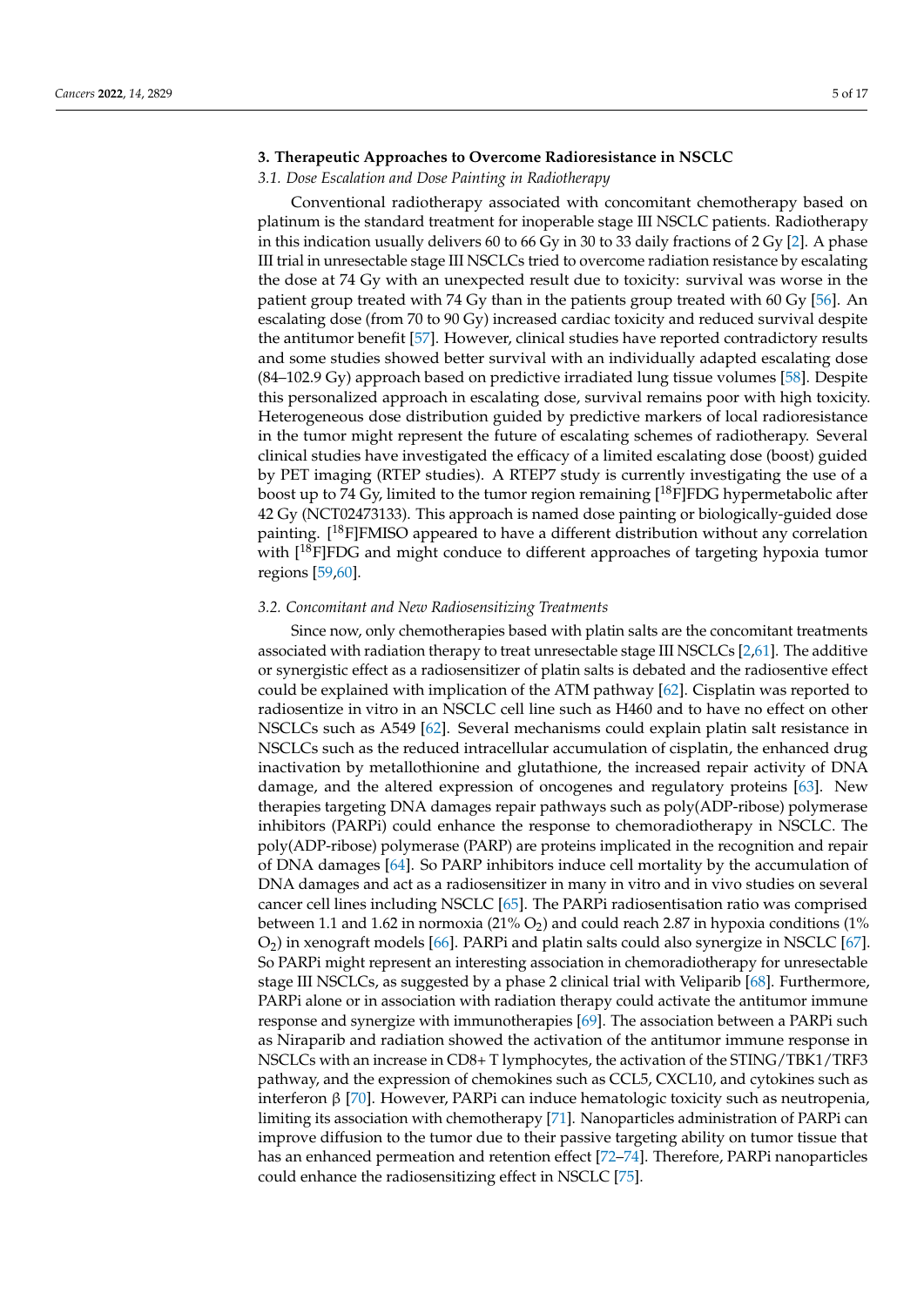## 3. Therapeutic Approaches to Overcome Radioresistance in NSCLC

### 3.1. Dose Escalation and Dose Painting in Radiotherapy

Conventional radiotherapy associated with concomitant chemotherapy based on platinum is the standard treatment for inoperable stage III NSCLC patients. Radiotherapy in this indication usually delivers 60 to 66 Gy in 30 to 33 daily fractions of 2 Gy [2]. A phase III trial in unresectable stage III NSCLCs tried to overcome radiation resistance by escalating the dose at 74 Gy with an unexpected result due to toxicity: survival was worse in the patient group treated with 74 Gy than in the patients group treated with 60 Gy [56]. An escalating dose (from 70 to 90 Gy) increased cardiac toxicity and reduced survival despite the antitumor benefit [57]. However, clinical studies have reported contradictory results and some studies showed better survival with an individually adapted escalating dose (84–102.9 Gy) approach based on predictive irradiated lung tissue volumes [58]. Despite this personalized approach in escalating dose, survival remains poor with high toxicity. Heterogeneous dose distribution guided by predictive markers of local radioresistance in the tumor might represent the future of escalating schemes of radiotherapy. Several clinical studies have investigated the efficacy of a limited escalating dose (boost) guided by PET imaging (RTEP studies). A RTEP7 study is currently investigating the use of a boost up to 74 Gy, limited to the tumor region remaining [$^{18}$F]FDG hypermetabolic after 42 Gy (NCT02473133). This approach is named dose painting or biologically-guided dose painting. [$^{18}$F]FMISO appeared to have a different distribution without any correlation with [$^{18}$F]FDG and might conduce to different approaches of targeting hypoxia tumor regions [59,60].

### 3.2. Concomitant and New Radiosensitizing Treatments

Since now, only chemotherapies based with platin salts are the concomitant treatments associated with radiation therapy to treat unresectable stage III NSCLCs [2,61]. The additive or synergistic effect as a radiosensitizer of platin salts is debated and the radiosentive effect could be explained with implication of the ATM pathway [62]. Cisplatin was reported to radiosentize in vitro in an NSCLC cell line such as H460 and to have no effect on other NSCLCs such as A549 [62]. Several mechanisms could explain platin salt resistance in NSCLCs such as the reduced intracellular accumulation of cisplatin, the enhanced drug inactivation by metallothionine and glutathione, the increased repair activity of DNA damage, and the altered expression of oncogenes and regulatory proteins [63]. New therapies targeting DNA damages repair pathways such as poly(ADP-ribose) polymerase inhibitors (PARPi) could enhance the response to chemoradiotherapy in NSCLC. The poly(ADP-ribose) polymerase (PARP) are proteins implicated in the recognition and repair of DNA damages [64]. So PARP inhibitors induce cell mortality by the accumulation of DNA damages and act as a radiosensitizer in many in vitro and in vivo studies on several cancer cell lines including NSCLC [65]. The PARPi radiosentisation ratio was comprised between 1.1 and 1.62 in normoxia (21% $O_2$) and could reach 2.87 in hypoxia conditions (1% $O_2$) in xenograft models [66]. PARPi and platin salts could also synergize in NSCLC [67]. So PARPi might represent an interesting association in chemoradiotherapy for unresectable stage III NSCLCs, as suggested by a phase 2 clinical trial with Veliparib [68]. Furthermore, PARPi alone or in association with radiation therapy could activate the antitumor immune response and synergize with immunotherapies [69]. The association between a PARPi such as Niraparib and radiation showed the activation of the antitumor immune response in NSCLCs with an increase in CD8+ T lymphocytes, the activation of the STING/TBK1/TRF3 pathway, and the expression of chemokines such as CCL5, CXCL10, and cytokines such as interferon β [70]. However, PARPi can induce hematologic toxicity such as neutropenia, limiting its association with chemotherapy [71]. Nanoparticles administration of PARPi can improve diffusion to the tumor due to their passive targeting ability on tumor tissue that has an enhanced permeation and retention effect [72–74]. Therefore, PARPi nanoparticles could enhance the radiosensitizing effect in NSCLC [75].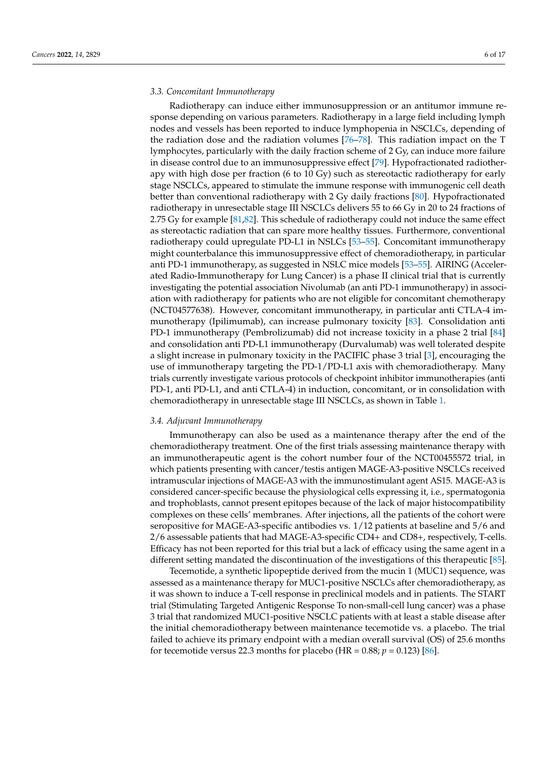### 3.3. Concomitant Immunotherapy

Radiotherapy can induce either immunosuppression or an antitumor immune response depending on various parameters. Radiotherapy in a large field including lymph nodes and vessels has been reported to induce lymphopenia in NSCLCs, depending of the radiation dose and the radiation volumes [76–78]. This radiation impact on the T lymphocytes, particularly with the daily fraction scheme of 2 Gy, can induce more failure in disease control due to an immunosuppressive effect [79]. Hypofractionated radiotherapy with high dose per fraction (6 to 10 Gy) such as stereotactic radiotherapy for early stage NSCLCs, appeared to stimulate the immune response with immunogenic cell death better than conventional radiotherapy with 2 Gy daily fractions [80]. Hypofractionated radiotherapy in unresectable stage III NSCLCs delivers 55 to 66 Gy in 20 to 24 fractions of 2.75 Gy for example [81,82]. This schedule of radiotherapy could not induce the same effect as stereotactic radiation that can spare more healthy tissues. Furthermore, conventional radiotherapy could upregulate PD-L1 in NSLCs [53–55]. Concomitant immunotherapy might counterbalance this immunosuppressive effect of chemoradiotherapy, in particular anti PD-1 immunotherapy, as suggested in NSLC mice models [53–55]. AIRING (Accelerated Radio-Immunotherapy for Lung Cancer) is a phase II clinical trial that is currently investigating the potential association Nivolumab (an anti PD-1 immunotherapy) in association with radiotherapy for patients who are not eligible for concomitant chemotherapy (NCT04577638). However, concomitant immunotherapy, in particular anti CTLA-4 immunotherapy (Ipilimumab), can increase pulmonary toxicity [83]. Consolidation anti PD-1 immunotherapy (Pembrolizumab) did not increase toxicity in a phase 2 trial [84] and consolidation anti PD-L1 immunotherapy (Durvalumab) was well tolerated despite a slight increase in pulmonary toxicity in the PACIFIC phase 3 trial [3], encouraging the use of immunotherapy targeting the PD-1/PD-L1 axis with chemoradiotherapy. Many trials currently investigate various protocols of checkpoint inhibitor immunotherapies (anti PD-1, anti PD-L1, and anti CTLA-4) in induction, concomitant, or in consolidation with chemoradiotherapy in unresectable stage III NSCLCs, as shown in Table 1.

### 3.4. Adjuvant Immunotherapy

Immunotherapy can also be used as a maintenance therapy after the end of the chemoradiotherapy treatment. One of the first trials assessing maintenance therapy with an immunotherapeutic agent is the cohort number four of the NCT00455572 trial, in which patients presenting with cancer/testis antigen MAGE-A3-positive NSCLCs received intramuscular injections of MAGE-A3 with the immunostimulant agent AS15. MAGE-A3 is considered cancer-specific because the physiological cells expressing it, i.e., spermatogonia and trophoblasts, cannot present epitopes because of the lack of major histocompatibility complexes on these cells' membranes. After injections, all the patients of the cohort were seropositive for MAGE-A3-specific antibodies vs. 1/12 patients at baseline and 5/6 and 2/6 assessable patients that had MAGE-A3-specific CD4+ and CD8+, respectively, T-cells. Efficacy has not been reported for this trial but a lack of efficacy using the same agent in a different setting mandated the discontinuation of the investigations of this therapeutic [85].

Tecemotide, a synthetic lipopeptide derived from the mucin 1 (MUC1) sequence, was assessed as a maintenance therapy for MUC1-positive NSCLCs after chemoradiotherapy, as it was shown to induce a T-cell response in preclinical models and in patients. The START trial (Stimulating Targeted Antigenic Response To non-small-cell lung cancer) was a phase 3 trial that randomized MUC1-positive NSCLC patients with at least a stable disease after the initial chemoradiotherapy between maintenance tecemotide vs. a placebo. The trial failed to achieve its primary endpoint with a median overall survival (OS) of 25.6 months for tecemotide versus 22.3 months for placebo (HR = 0.88; $p = 0.123$) [86].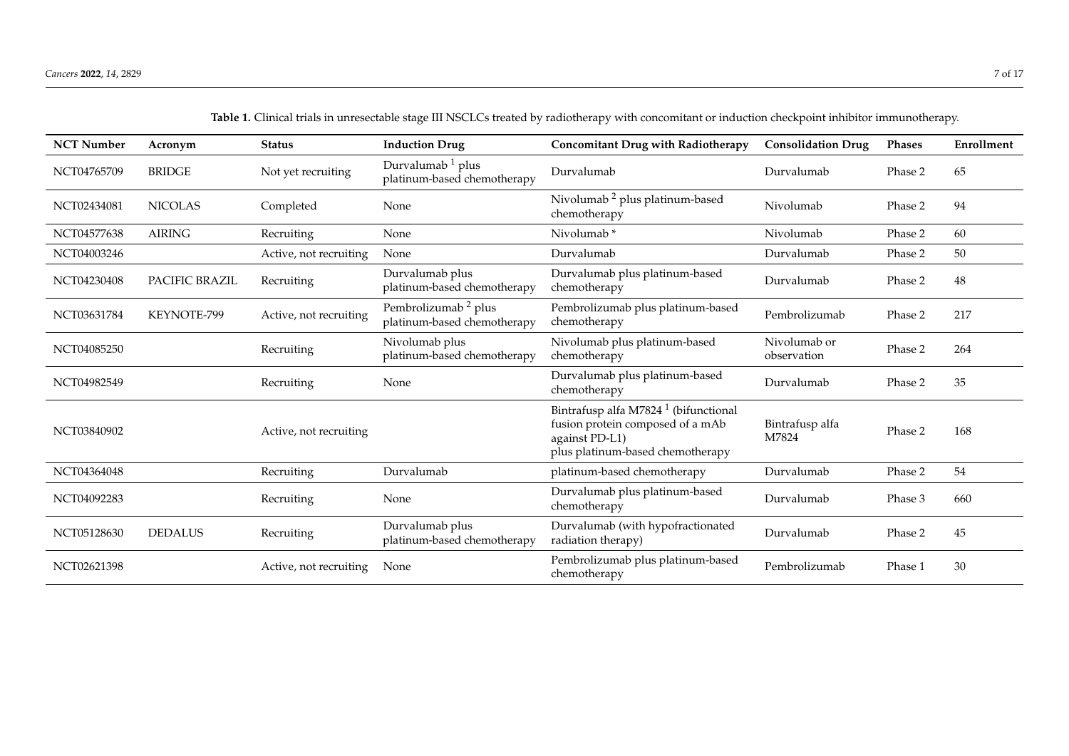**Table 1.** Clinical trials in unresectable stage III NSCLCs treated by radiotherapy with concomitant or induction checkpoint inhibitor immunotherapy.

| NCT Number | Acronym | Status | Induction Drug | Concomitant Drug with Radiotherapy | Consolidation Drug | Phases | Enrollment |
|---|---|---|---|---|---|---|---|
| NCT04765709 | BRIDGE | Not yet recruiting | Durvalumab [1] plus platinum-based chemotherapy | Durvalumab | Durvalumab | Phase 2 | 65 |
| NCT02434081 | NICOLAS | Completed | None | Nivolumab [2] plus platinum-based chemotherapy | Nivolumab | Phase 2 | 94 |
| NCT04577638 | AIRING | Recruiting | None | Nivolumab * | Nivolumab | Phase 2 | 60 |
| NCT04003246 | | Active, not recruiting | None | Durvalumab | Durvalumab | Phase 2 | 50 |
| NCT04230408 | PACIFIC BRAZIL | Recruiting | Durvalumab plus platinum-based chemotherapy | Durvalumab plus platinum-based chemotherapy | Durvalumab | Phase 2 | 48 |
| NCT03631784 | KEYNOTE-799 | Active, not recruiting | Pembrolizumab [2] plus platinum-based chemotherapy | Pembrolizumab plus platinum-based chemotherapy | Pembrolizumab | Phase 2 | 217 |
| NCT04085250 | | Recruiting | Nivolumab plus platinum-based chemotherapy | Nivolumab plus platinum-based chemotherapy | Nivolumab or observation | Phase 2 | 264 |
| NCT04982549 | | Recruiting | None | Durvalumab plus platinum-based chemotherapy | Durvalumab | Phase 2 | 35 |
| NCT03840902 | | Active, not recruiting | | Bintrafusp alfa M7824 [1] (bifunctional fusion protein composed of a mAb against PD-L1) plus platinum-based chemotherapy | Bintrafusp alfa M7824 | Phase 2 | 168 |
| NCT04364048 | | Recruiting | Durvalumab | platinum-based chemotherapy | Durvalumab | Phase 2 | 54 |
| NCT04092283 | | Recruiting | None | Durvalumab plus platinum-based chemotherapy | Durvalumab | Phase 3 | 660 |
| NCT05128630 | DEDALUS | Recruiting | Durvalumab plus platinum-based chemotherapy | Durvalumab (with hypofractionated radiation therapy) | Durvalumab | Phase 2 | 45 |
| NCT02621398 | | Active, not recruiting | None | Pembrolizumab plus platinum-based chemotherapy | Pembrolizumab | Phase 1 | 30 |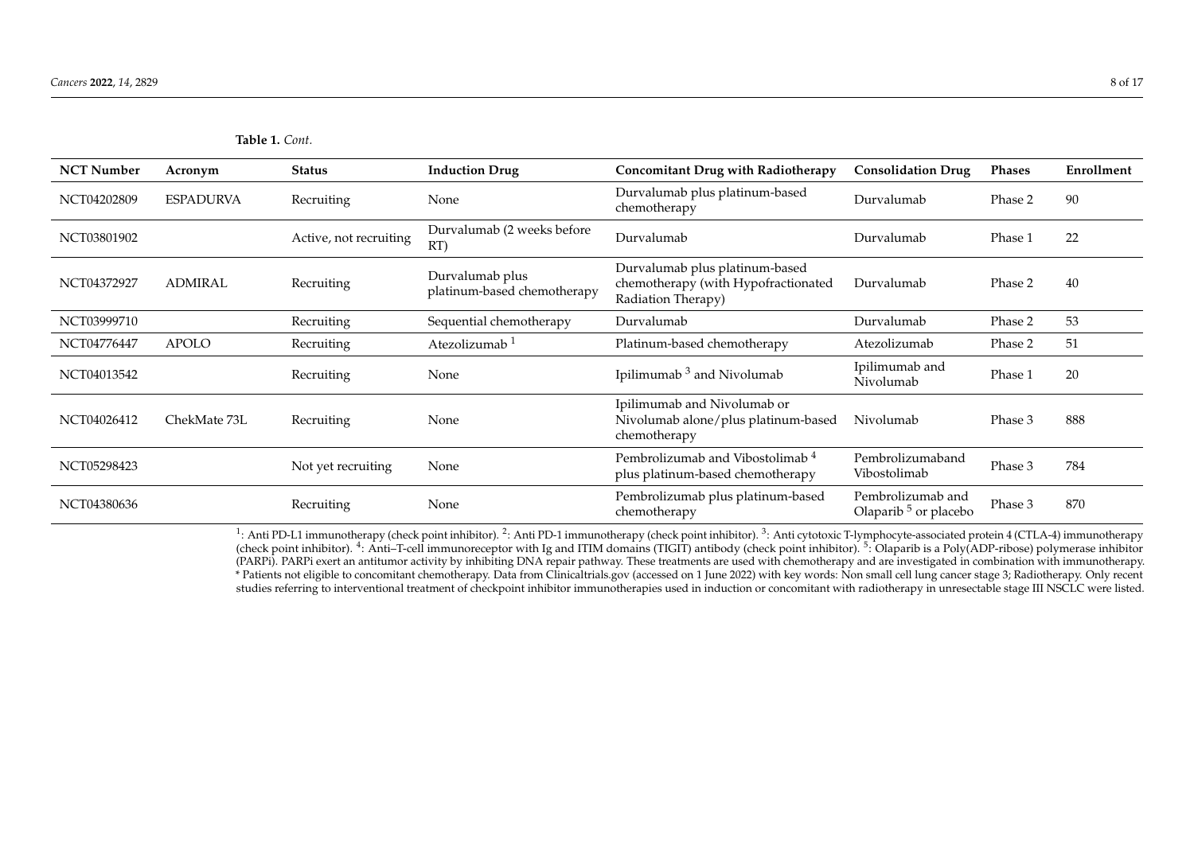**Table 1.** *Cont.*

| NCT Number | Acronym | Status | Induction Drug | Concomitant Drug with Radiotherapy | Consolidation Drug | Phases | Enrollment |
|---|---|---|---|---|---|---|---|
| NCT04202809 | ESPADURVA | Recruiting | None | Durvalumab plus platinum-based chemotherapy | Durvalumab | Phase 2 | 90 |
| NCT03801902 | | Active, not recruiting | Durvalumab (2 weeks before RT) | Durvalumab | Durvalumab | Phase 1 | 22 |
| NCT04372927 | ADMIRAL | Recruiting | Durvalumab plus platinum-based chemotherapy | Durvalumab plus platinum-based chemotherapy (with Hypofractionated Radiation Therapy) | Durvalumab | Phase 2 | 40 |
| NCT03999710 | | Recruiting | Sequential chemotherapy | Durvalumab | Durvalumab | Phase 2 | 53 |
| NCT04776447 | APOLO | Recruiting | Atezolizumab [1] | Platinum-based chemotherapy | Atezolizumab | Phase 2 | 51 |
| NCT04013542 | | Recruiting | None | Ipilimumab [3] and Nivolumab | Ipilimumab and Nivolumab | Phase 1 | 20 |
| NCT04026412 | ChekMate 73L | Recruiting | None | Ipilimumab and Nivolumab or Nivolumab alone/plus platinum-based chemotherapy | Nivolumab | Phase 3 | 888 |
| NCT05298423 | | Not yet recruiting | None | Pembrolizumab and Vibostolimab [4] plus platinum-based chemotherapy | Pembrolizumaband Vibostolimab | Phase 3 | 784 |
| NCT04380636 | | Recruiting | None | Pembrolizumab plus platinum-based chemotherapy | Pembrolizumab and Olaparib [5] or placebo | Phase 3 | 870 |

[1]: Anti PD-L1 immunotherapy (check point inhibitor). [2]: Anti PD-1 immunotherapy (check point inhibitor). [3]: Anti cytotoxic T-lymphocyte-associated protein 4 (CTLA-4) immunotherapy (check point inhibitor). [4]: Anti–T-cell immunoreceptor with Ig and ITIM domains (TIGIT) antibody (check point inhibitor). [5]: Olaparib is a Poly(ADP-ribose) polymerase inhibitor (PARPi). PARPi exert an antitumor activity by inhibiting DNA repair pathway. These treatments are used with chemotherapy and are investigated in combination with immunotherapy. * Patients not eligible to concomitant chemotherapy. Data from Clinicaltrials.gov (accessed on 1 June 2022) with key words: Non small cell lung cancer stage 3; Radiotherapy. Only recent studies referring to interventional treatment of checkpoint inhibitor immunotherapies used in induction or concomitant with radiotherapy in unresectable stage III NSCLC were listed.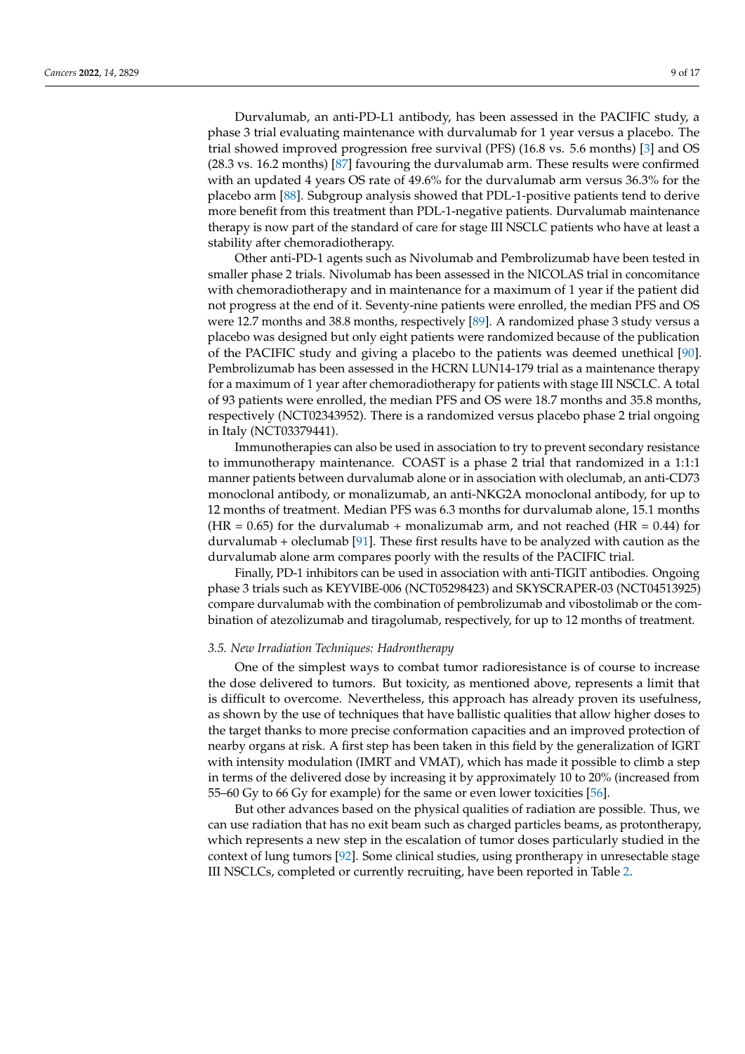Durvalumab, an anti-PD-L1 antibody, has been assessed in the PACIFIC study, a phase 3 trial evaluating maintenance with durvalumab for 1 year versus a placebo. The trial showed improved progression free survival (PFS) (16.8 vs. 5.6 months) [3] and OS (28.3 vs. 16.2 months) [87] favouring the durvalumab arm. These results were confirmed with an updated 4 years OS rate of 49.6% for the durvalumab arm versus 36.3% for the placebo arm [88]. Subgroup analysis showed that PDL-1-positive patients tend to derive more benefit from this treatment than PDL-1-negative patients. Durvalumab maintenance therapy is now part of the standard of care for stage III NSCLC patients who have at least a stability after chemoradiotherapy.

Other anti-PD-1 agents such as Nivolumab and Pembrolizumab have been tested in smaller phase 2 trials. Nivolumab has been assessed in the NICOLAS trial in concomitance with chemoradiotherapy and in maintenance for a maximum of 1 year if the patient did not progress at the end of it. Seventy-nine patients were enrolled, the median PFS and OS were 12.7 months and 38.8 months, respectively [89]. A randomized phase 3 study versus a placebo was designed but only eight patients were randomized because of the publication of the PACIFIC study and giving a placebo to the patients was deemed unethical [90]. Pembrolizumab has been assessed in the HCRN LUN14-179 trial as a maintenance therapy for a maximum of 1 year after chemoradiotherapy for patients with stage III NSCLC. A total of 93 patients were enrolled, the median PFS and OS were 18.7 months and 35.8 months, respectively (NCT02343952). There is a randomized versus placebo phase 2 trial ongoing in Italy (NCT03379441).

Immunotherapies can also be used in association to try to prevent secondary resistance to immunotherapy maintenance. COAST is a phase 2 trial that randomized in a 1:1:1 manner patients between durvalumab alone or in association with oleclumab, an anti-CD73 monoclonal antibody, or monalizumab, an anti-NKG2A monoclonal antibody, for up to 12 months of treatment. Median PFS was 6.3 months for durvalumab alone, 15.1 months (HR = 0.65) for the durvalumab + monalizumab arm, and not reached (HR = 0.44) for durvalumab + oleclumab [91]. These first results have to be analyzed with caution as the durvalumab alone arm compares poorly with the results of the PACIFIC trial.

Finally, PD-1 inhibitors can be used in association with anti-TIGIT antibodies. Ongoing phase 3 trials such as KEYVIBE-006 (NCT05298423) and SKYSCRAPER-03 (NCT04513925) compare durvalumab with the combination of pembrolizumab and vibostolimab or the combination of atezolizumab and tiragolumab, respectively, for up to 12 months of treatment.

### 3.5. New Irradiation Techniques: Hadrontherapy

One of the simplest ways to combat tumor radioresistance is of course to increase the dose delivered to tumors. But toxicity, as mentioned above, represents a limit that is difficult to overcome. Nevertheless, this approach has already proven its usefulness, as shown by the use of techniques that have ballistic qualities that allow higher doses to the target thanks to more precise conformation capacities and an improved protection of nearby organs at risk. A first step has been taken in this field by the generalization of IGRT with intensity modulation (IMRT and VMAT), which has made it possible to climb a step in terms of the delivered dose by increasing it by approximately 10 to 20% (increased from 55–60 Gy to 66 Gy for example) for the same or even lower toxicities [56].

But other advances based on the physical qualities of radiation are possible. Thus, we can use radiation that has no exit beam such as charged particles beams, as protontherapy, which represents a new step in the escalation of tumor doses particularly studied in the context of lung tumors [92]. Some clinical studies, using prontherapy in unresectable stage III NSCLCs, completed or currently recruiting, have been reported in Table 2.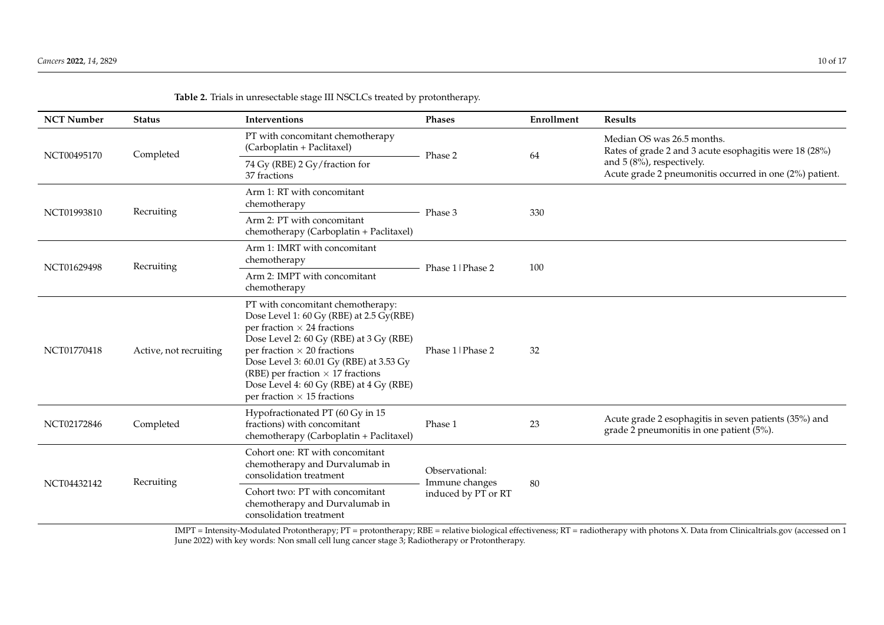**Table 2.** Trials in unresectable stage III NSCLCs treated by protontherapy.

| NCT Number | Status | Interventions | Phases | Enrollment | Results |
| --- | --- | --- | --- | --- | --- |
| NCT00495170 | Completed | PT with concomitant chemotherapy (Carboplatin + Paclitaxel) | Phase 2 | 64 | Median OS was 26.5 months. Rates of grade 2 and 3 acute esophagitis were 18 (28%) and 5 (8%), respectively. Acute grade 2 pneumonitis occurred in one (2%) patient. |
| | | 74 Gy (RBE) 2 Gy/fraction for 37 fractions | | | |
| NCT01993810 | Recruiting | Arm 1: RT with concomitant chemotherapy | Phase 3 | 330 | |
| | | Arm 2: PT with concomitant chemotherapy (Carboplatin + Paclitaxel) | | | |
| NCT01629498 | Recruiting | Arm 1: IMRT with concomitant chemotherapy | Phase 1 \| Phase 2 | 100 | |
| | | Arm 2: IMPT with concomitant chemotherapy | | | |
| NCT01770418 | Active, not recruiting | PT with concomitant chemotherapy: Dose Level 1: 60 Gy (RBE) at 2.5 Gy(RBE) per fraction × 24 fractions Dose Level 2: 60 Gy (RBE) at 3 Gy (RBE) per fraction × 20 fractions Dose Level 3: 60.01 Gy (RBE) at 3.53 Gy (RBE) per fraction × 17 fractions Dose Level 4: 60 Gy (RBE) at 4 Gy (RBE) per fraction × 15 fractions | Phase 1 \| Phase 2 | 32 | |
| NCT02172846 | Completed | Hypofractionated PT (60 Gy in 15 fractions) with concomitant chemotherapy (Carboplatin + Paclitaxel) | Phase 1 | 23 | Acute grade 2 esophagitis in seven patients (35%) and grade 2 pneumonitis in one patient (5%). |
| NCT04432142 | Recruiting | Cohort one: RT with concomitant chemotherapy and Durvalumab in consolidation treatment | Observational: Immune changes induced by PT or RT | 80 | |
| | | Cohort two: PT with concomitant chemotherapy and Durvalumab in consolidation treatment | | | |

IMPT = Intensity-Modulated Protontherapy; PT = protontherapy; RBE = relative biological effectiveness; RT = radiotherapy with photons X. Data from Clinicaltrials.gov (accessed on 1 June 2022) with key words: Non small cell lung cancer stage 3; Radiotherapy or Protontherapy.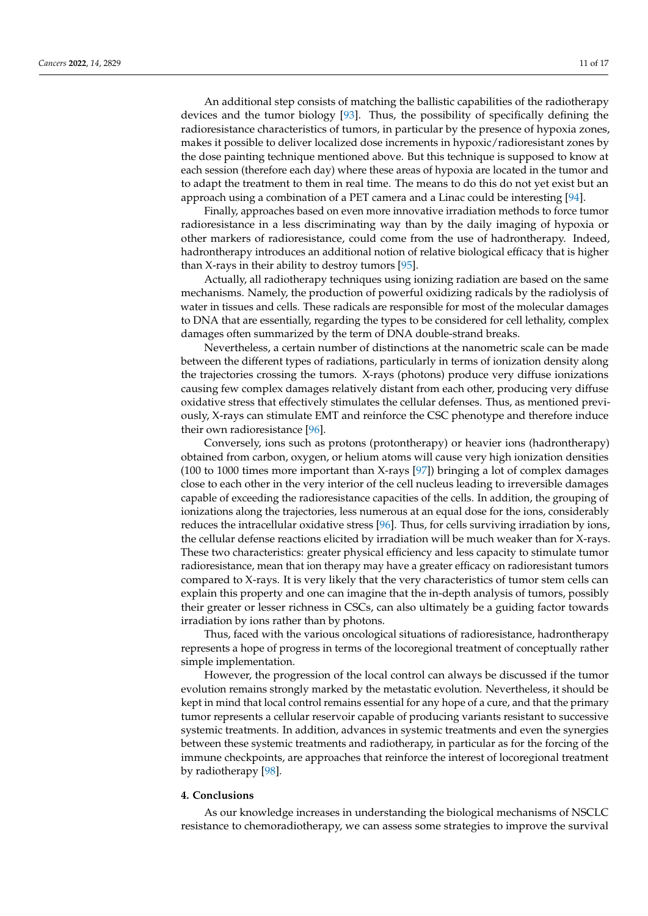An additional step consists of matching the ballistic capabilities of the radiotherapy devices and the tumor biology [93]. Thus, the possibility of specifically defining the radioresistance characteristics of tumors, in particular by the presence of hypoxia zones, makes it possible to deliver localized dose increments in hypoxic/radioresistant zones by the dose painting technique mentioned above. But this technique is supposed to know at each session (therefore each day) where these areas of hypoxia are located in the tumor and to adapt the treatment to them in real time. The means to do this do not yet exist but an approach using a combination of a PET camera and a Linac could be interesting [94].

Finally, approaches based on even more innovative irradiation methods to force tumor radioresistance in a less discriminating way than by the daily imaging of hypoxia or other markers of radioresistance, could come from the use of hadrontherapy. Indeed, hadrontherapy introduces an additional notion of relative biological efficacy that is higher than X-rays in their ability to destroy tumors [95].

Actually, all radiotherapy techniques using ionizing radiation are based on the same mechanisms. Namely, the production of powerful oxidizing radicals by the radiolysis of water in tissues and cells. These radicals are responsible for most of the molecular damages to DNA that are essentially, regarding the types to be considered for cell lethality, complex damages often summarized by the term of DNA double-strand breaks.

Nevertheless, a certain number of distinctions at the nanometric scale can be made between the different types of radiations, particularly in terms of ionization density along the trajectories crossing the tumors. X-rays (photons) produce very diffuse ionizations causing few complex damages relatively distant from each other, producing very diffuse oxidative stress that effectively stimulates the cellular defenses. Thus, as mentioned previously, X-rays can stimulate EMT and reinforce the CSC phenotype and therefore induce their own radioresistance [96].

Conversely, ions such as protons (protontherapy) or heavier ions (hadrontherapy) obtained from carbon, oxygen, or helium atoms will cause very high ionization densities (100 to 1000 times more important than X-rays [97]) bringing a lot of complex damages close to each other in the very interior of the cell nucleus leading to irreversible damages capable of exceeding the radioresistance capacities of the cells. In addition, the grouping of ionizations along the trajectories, less numerous at an equal dose for the ions, considerably reduces the intracellular oxidative stress [96]. Thus, for cells surviving irradiation by ions, the cellular defense reactions elicited by irradiation will be much weaker than for X-rays. These two characteristics: greater physical efficiency and less capacity to stimulate tumor radioresistance, mean that ion therapy may have a greater efficacy on radioresistant tumors compared to X-rays. It is very likely that the very characteristics of tumor stem cells can explain this property and one can imagine that the in-depth analysis of tumors, possibly their greater or lesser richness in CSCs, can also ultimately be a guiding factor towards irradiation by ions rather than by photons.

Thus, faced with the various oncological situations of radioresistance, hadrontherapy represents a hope of progress in terms of the locoregional treatment of conceptually rather simple implementation.

However, the progression of the local control can always be discussed if the tumor evolution remains strongly marked by the metastatic evolution. Nevertheless, it should be kept in mind that local control remains essential for any hope of a cure, and that the primary tumor represents a cellular reservoir capable of producing variants resistant to successive systemic treatments. In addition, advances in systemic treatments and even the synergies between these systemic treatments and radiotherapy, in particular as for the forcing of the immune checkpoints, are approaches that reinforce the interest of locoregional treatment by radiotherapy [98].

## 4. Conclusions

As our knowledge increases in understanding the biological mechanisms of NSCLC resistance to chemoradiotherapy, we can assess some strategies to improve the survival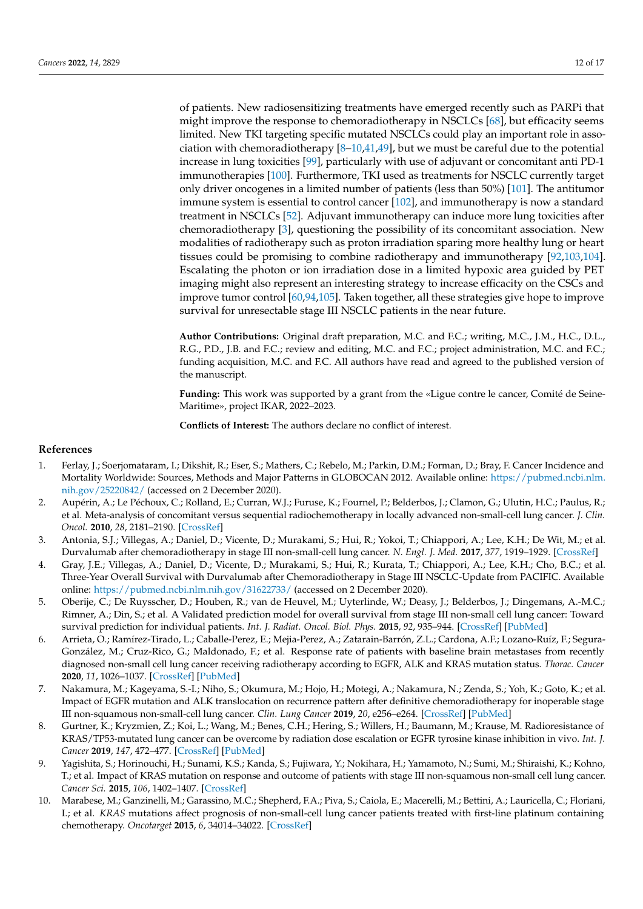of patients. New radiosensitizing treatments have emerged recently such as PARPi that might improve the response to chemoradiotherapy in NSCLCs [68], but efficacy seems limited. New TKI targeting specific mutated NSCLCs could play an important role in association with chemoradiotherapy [8–10,41,49], but we must be careful due to the potential increase in lung toxicities [99], particularly with use of adjuvant or concomitant anti PD-1 immunotherapies [100]. Furthermore, TKI used as treatments for NSCLC currently target only driver oncogenes in a limited number of patients (less than 50%) [101]. The antitumor immune system is essential to control cancer [102], and immunotherapy is now a standard treatment in NSCLCs [52]. Adjuvant immunotherapy can induce more lung toxicities after chemoradiotherapy [3], questioning the possibility of its concomitant association. New modalities of radiotherapy such as proton irradiation sparing more healthy lung or heart tissues could be promising to combine radiotherapy and immunotherapy [92,103,104]. Escalating the photon or ion irradiation dose in a limited hypoxic area guided by PET imaging might also represent an interesting strategy to increase efficacy on the CSCs and improve tumor control [60,94,105]. Taken together, all these strategies give hope to improve survival for unresectable stage III NSCLC patients in the near future.

**Author Contributions:** Original draft preparation, M.C. and F.C.; writing, M.C., J.M., H.C., D.L., R.G., P.D., J.B. and F.C.; review and editing, M.C. and F.C.; project administration, M.C. and F.C.; funding acquisition, M.C. and F.C. All authors have read and agreed to the published version of the manuscript.

**Funding:** This work was supported by a grant from the «Ligue contre le cancer, Comité de Seine-Maritime», project IKAR, 2022–2023.

**Conflicts of Interest:** The authors declare no conflict of interest.

## References

1. Ferlay, J.; Soerjomataram, I.; Dikshit, R.; Eser, S.; Mathers, C.; Rebelo, M.; Parkin, D.M.; Forman, D.; Bray, F. Cancer Incidence and Mortality Worldwide: Sources, Methods and Major Patterns in GLOBOCAN 2012. Available online: https://pubmed.ncbi.nlm.nih.gov/25220842/ (accessed on 2 December 2020).
2. Aupérin, A.; Le Péchoux, C.; Rolland, E.; Curran, W.J.; Furuse, K.; Fournel, P.; Belderbos, J.; Clamon, G.; Ulutin, H.C.; Paulus, R.; et al. Meta-analysis of concomitant versus sequential radiochemotherapy in locally advanced non-small-cell lung cancer. *J. Clin. Oncol.* **2010**, *28*, 2181–2190. [CrossRef]
3. Antonia, S.J.; Villegas, A.; Daniel, D.; Vicente, D.; Murakami, S.; Hui, R.; Yokoi, T.; Chiappori, A.; Lee, K.H.; De Wit, M.; et al. Durvalumab after chemoradiotherapy in stage III non-small-cell lung cancer. *N. Engl. J. Med.* **2017**, *377*, 1919–1929. [CrossRef]
4. Gray, J.E.; Villegas, A.; Daniel, D.; Vicente, D.; Murakami, S.; Hui, R.; Kurata, T.; Chiappori, A.; Lee, K.H.; Cho, B.C.; et al. Three-Year Overall Survival with Durvalumab after Chemoradiotherapy in Stage III NSCLC-Update from PACIFIC. Available online: https://pubmed.ncbi.nlm.nih.gov/31622733/ (accessed on 2 December 2020).
5. Oberije, C.; De Ruysscher, D.; Houben, R.; van de Heuvel, M.; Uyterlinde, W.; Deasy, J.; Belderbos, J.; Dingemans, A.-M.C.; Rimner, A.; Din, S.; et al. A Validated prediction model for overall survival from stage III non-small cell lung cancer: Toward survival prediction for individual patients. *Int. J. Radiat. Oncol. Biol. Phys.* **2015**, *92*, 935–944. [CrossRef] [PubMed]
6. Arrieta, O.; Ramírez-Tirado, L.; Caballe-Perez, E.; Mejia-Perez, A.; Zatarain-Barrón, Z.L.; Cardona, A.F.; Lozano-Ruíz, F.; Segura-González, M.; Cruz-Rico, G.; Maldonado, F.; et al. Response rate of patients with baseline brain metastases from recently diagnosed non-small cell lung cancer receiving radiotherapy according to EGFR, ALK and KRAS mutation status. *Thorac. Cancer* **2020**, *11*, 1026–1037. [CrossRef] [PubMed]
7. Nakamura, M.; Kageyama, S.-I.; Niho, S.; Okumura, M.; Hojo, H.; Motegi, A.; Nakamura, N.; Zenda, S.; Yoh, K.; Goto, K.; et al. Impact of EGFR mutation and ALK translocation on recurrence pattern after definitive chemoradiotherapy for inoperable stage III non-squamous non-small-cell lung cancer. *Clin. Lung Cancer* **2019**, *20*, e256–e264. [CrossRef] [PubMed]
8. Gurtner, K.; Kryzmien, Z.; Koi, L.; Wang, M.; Benes, C.H.; Hering, S.; Willers, H.; Baumann, M.; Krause, M. Radioresistance of KRAS/TP53-mutated lung cancer can be overcome by radiation dose escalation or EGFR tyrosine kinase inhibition in vivo. *Int. J. Cancer* **2019**, *147*, 472–477. [CrossRef] [PubMed]
9. Yagishita, S.; Horinouchi, H.; Sunami, K.S.; Kanda, S.; Fujiwara, Y.; Nokihara, H.; Yamamoto, N.; Sumi, M.; Shiraishi, K.; Kohno, T.; et al. Impact of KRAS mutation on response and outcome of patients with stage III non-squamous non-small cell lung cancer. *Cancer Sci.* **2015**, *106*, 1402–1407. [CrossRef]
10. Marabese, M.; Ganzinelli, M.; Garassino, M.C.; Shepherd, F.A.; Piva, S.; Caiola, E.; Macerelli, M.; Bettini, A.; Lauricella, C.; Floriani, I.; et al. *KRAS* mutations affect prognosis of non-small-cell lung cancer patients treated with first-line platinum containing chemotherapy. *Oncotarget* **2015**, *6*, 34014–34022. [CrossRef]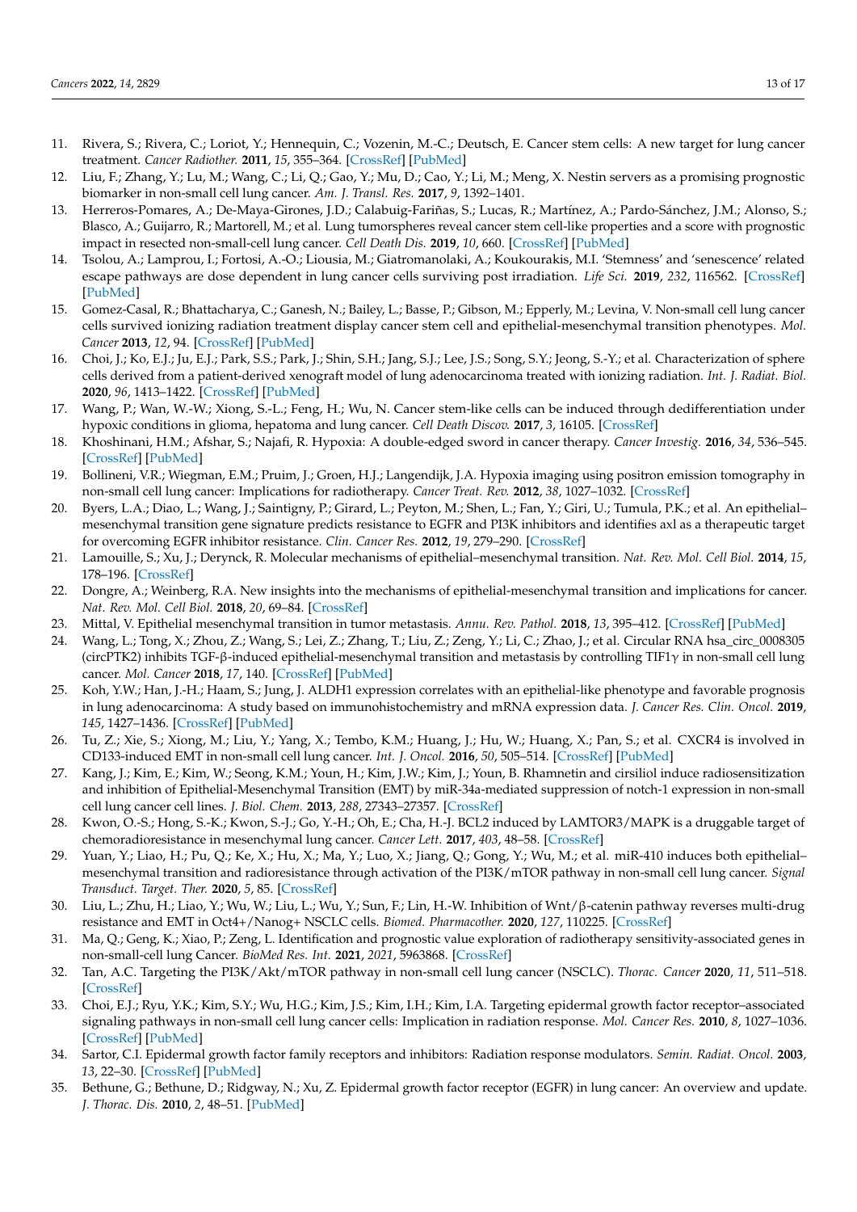11. Rivera, S.; Rivera, C.; Loriot, Y.; Hennequin, C.; Vozenin, M.-C.; Deutsch, E. Cancer stem cells: A new target for lung cancer treatment. *Cancer Radiother.* **2011**, *15*, 355–364. [CrossRef] [PubMed]
12. Liu, F.; Zhang, Y.; Lu, M.; Wang, C.; Li, Q.; Gao, Y.; Mu, D.; Cao, Y.; Li, M.; Meng, X. Nestin servers as a promising prognostic biomarker in non-small cell lung cancer. *Am. J. Transl. Res.* **2017**, *9*, 1392–1401.
13. Herreros-Pomares, A.; De-Maya-Girones, J.D.; Calabuig-Fariñas, S.; Lucas, R.; Martínez, A.; Pardo-Sánchez, J.M.; Alonso, S.; Blasco, A.; Guijarro, R.; Martorell, M.; et al. Lung tumorspheres reveal cancer stem cell-like properties and a score with prognostic impact in resected non-small-cell lung cancer. *Cell Death Dis.* **2019**, *10*, 660. [CrossRef] [PubMed]
14. Tsolou, A.; Lamprou, I.; Fortosi, A.-O.; Liousia, M.; Giatromanolaki, A.; Koukourakis, M.I. 'Stemness' and 'senescence' related escape pathways are dose dependent in lung cancer cells surviving post irradiation. *Life Sci.* **2019**, *232*, 116562. [CrossRef] [PubMed]
15. Gomez-Casal, R.; Bhattacharya, C.; Ganesh, N.; Bailey, L.; Basse, P.; Gibson, M.; Epperly, M.; Levina, V. Non-small cell lung cancer cells survived ionizing radiation treatment display cancer stem cell and epithelial-mesenchymal transition phenotypes. *Mol. Cancer* **2013**, *12*, 94. [CrossRef] [PubMed]
16. Choi, J.; Ko, E.J.; Ju, E.J.; Park, S.S.; Park, J.; Shin, S.H.; Jang, S.J.; Lee, J.S.; Song, S.Y.; Jeong, S.-Y.; et al. Characterization of sphere cells derived from a patient-derived xenograft model of lung adenocarcinoma treated with ionizing radiation. *Int. J. Radiat. Biol.* **2020**, *96*, 1413–1422. [CrossRef] [PubMed]
17. Wang, P.; Wan, W.-W.; Xiong, S.-L.; Feng, H.; Wu, N. Cancer stem-like cells can be induced through dedifferentiation under hypoxic conditions in glioma, hepatoma and lung cancer. *Cell Death Discov.* **2017**, *3*, 16105. [CrossRef]
18. Khoshinani, H.M.; Afshar, S.; Najafi, R. Hypoxia: A double-edged sword in cancer therapy. *Cancer Investig.* **2016**, *34*, 536–545. [CrossRef] [PubMed]
19. Bollineni, V.R.; Wiegman, E.M.; Pruim, J.; Groen, H.J.; Langendijk, J.A. Hypoxia imaging using positron emission tomography in non-small cell lung cancer: Implications for radiotherapy. *Cancer Treat. Rev.* **2012**, *38*, 1027–1032. [CrossRef]
20. Byers, L.A.; Diao, L.; Wang, J.; Saintigny, P.; Girard, L.; Peyton, M.; Shen, L.; Fan, Y.; Giri, U.; Tumula, P.K.; et al. An epithelial–mesenchymal transition gene signature predicts resistance to EGFR and PI3K inhibitors and identifies axl as a therapeutic target for overcoming EGFR inhibitor resistance. *Clin. Cancer Res.* **2012**, *19*, 279–290. [CrossRef]
21. Lamouille, S.; Xu, J.; Derynck, R. Molecular mechanisms of epithelial–mesenchymal transition. *Nat. Rev. Mol. Cell Biol.* **2014**, *15*, 178–196. [CrossRef]
22. Dongre, A.; Weinberg, R.A. New insights into the mechanisms of epithelial-mesenchymal transition and implications for cancer. *Nat. Rev. Mol. Cell Biol.* **2018**, *20*, 69–84. [CrossRef]
23. Mittal, V. Epithelial mesenchymal transition in tumor metastasis. *Annu. Rev. Pathol.* **2018**, *13*, 395–412. [CrossRef] [PubMed]
24. Wang, L.; Tong, X.; Zhou, Z.; Wang, S.; Lei, Z.; Zhang, T.; Liu, Z.; Zeng, Y.; Li, C.; Zhao, J.; et al. Circular RNA hsa_circ_0008305 (circPTK2) inhibits TGF-β-induced epithelial-mesenchymal transition and metastasis by controlling TIF1γ in non-small cell lung cancer. *Mol. Cancer* **2018**, *17*, 140. [CrossRef] [PubMed]
25. Koh, Y.W.; Han, J.-H.; Haam, S.; Jung, J. ALDH1 expression correlates with an epithelial-like phenotype and favorable prognosis in lung adenocarcinoma: A study based on immunohistochemistry and mRNA expression data. *J. Cancer Res. Clin. Oncol.* **2019**, *145*, 1427–1436. [CrossRef] [PubMed]
26. Tu, Z.; Xie, S.; Xiong, M.; Liu, Y.; Yang, X.; Tembo, K.M.; Huang, J.; Hu, W.; Huang, X.; Pan, S.; et al. CXCR4 is involved in CD133-induced EMT in non-small cell lung cancer. *Int. J. Oncol.* **2016**, *50*, 505–514. [CrossRef] [PubMed]
27. Kang, J.; Kim, E.; Kim, W.; Seong, K.M.; Youn, H.; Kim, J.W.; Kim, J.; Youn, B. Rhamnetin and cirsiliol induce radiosensitization and inhibition of Epithelial-Mesenchymal Transition (EMT) by miR-34a-mediated suppression of notch-1 expression in non-small cell lung cancer cell lines. *J. Biol. Chem.* **2013**, *288*, 27343–27357. [CrossRef]
28. Kwon, O.-S.; Hong, S.-K.; Kwon, S.-J.; Go, Y.-H.; Oh, E.; Cha, H.-J. BCL2 induced by LAMTOR3/MAPK is a druggable target of chemoradioresistance in mesenchymal lung cancer. *Cancer Lett.* **2017**, *403*, 48–58. [CrossRef]
29. Yuan, Y.; Liao, H.; Pu, Q.; Ke, X.; Hu, X.; Ma, Y.; Luo, X.; Jiang, Q.; Gong, Y.; Wu, M.; et al. miR-410 induces both epithelial–mesenchymal transition and radioresistance through activation of the PI3K/mTOR pathway in non-small cell lung cancer. *Signal Transduct. Target. Ther.* **2020**, *5*, 85. [CrossRef]
30. Liu, L.; Zhu, H.; Liao, Y.; Wu, W.; Liu, L.; Wu, Y.; Sun, F.; Lin, H.-W. Inhibition of Wnt/β-catenin pathway reverses multi-drug resistance and EMT in Oct4+/Nanog+ NSCLC cells. *Biomed. Pharmacother.* **2020**, *127*, 110225. [CrossRef]
31. Ma, Q.; Geng, K.; Xiao, P.; Zeng, L. Identification and prognostic value exploration of radiotherapy sensitivity-associated genes in non-small-cell lung Cancer. *BioMed Res. Int.* **2021**, *2021*, 5963868. [CrossRef]
32. Tan, A.C. Targeting the PI3K/Akt/mTOR pathway in non-small cell lung cancer (NSCLC). *Thorac. Cancer* **2020**, *11*, 511–518. [CrossRef]
33. Choi, E.J.; Ryu, Y.K.; Kim, S.Y.; Wu, H.G.; Kim, J.S.; Kim, I.H.; Kim, I.A. Targeting epidermal growth factor receptor–associated signaling pathways in non-small cell lung cancer cells: Implication in radiation response. *Mol. Cancer Res.* **2010**, *8*, 1027–1036. [CrossRef] [PubMed]
34. Sartor, C.I. Epidermal growth factor family receptors and inhibitors: Radiation response modulators. *Semin. Radiat. Oncol.* **2003**, *13*, 22–30. [CrossRef] [PubMed]
35. Bethune, G.; Bethune, D.; Ridgway, N.; Xu, Z. Epidermal growth factor receptor (EGFR) in lung cancer: An overview and update. *J. Thorac. Dis.* **2010**, *2*, 48–51. [PubMed]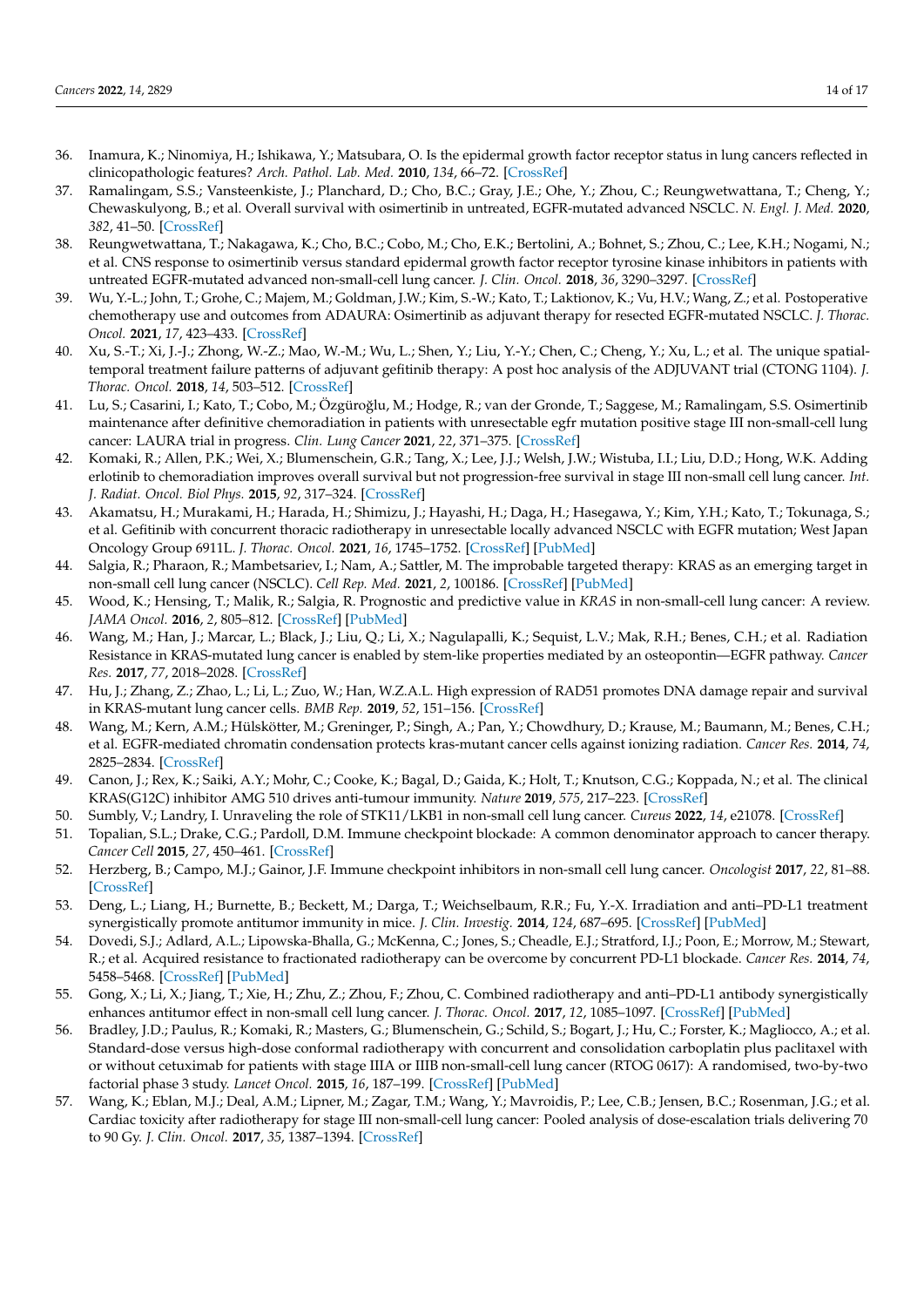36. Inamura, K.; Ninomiya, H.; Ishikawa, Y.; Matsubara, O. Is the epidermal growth factor receptor status in lung cancers reflected in clinicopathologic features? *Arch. Pathol. Lab. Med.* **2010**, *134*, 66–72. [CrossRef]
37. Ramalingam, S.S.; Vansteenkiste, J.; Planchard, D.; Cho, B.C.; Gray, J.E.; Ohe, Y.; Zhou, C.; Reungwetwattana, T.; Cheng, Y.; Chewaskulyong, B.; et al. Overall survival with osimertinib in untreated, EGFR-mutated advanced NSCLC. *N. Engl. J. Med.* **2020**, *382*, 41–50. [CrossRef]
38. Reungwetwattana, T.; Nakagawa, K.; Cho, B.C.; Cobo, M.; Cho, E.K.; Bertolini, A.; Bohnet, S.; Zhou, C.; Lee, K.H.; Nogami, N.; et al. CNS response to osimertinib versus standard epidermal growth factor receptor tyrosine kinase inhibitors in patients with untreated EGFR-mutated advanced non-small-cell lung cancer. *J. Clin. Oncol.* **2018**, *36*, 3290–3297. [CrossRef]
39. Wu, Y.-L.; John, T.; Grohe, C.; Majem, M.; Goldman, J.W.; Kim, S.-W.; Kato, T.; Laktionov, K.; Vu, H.V.; Wang, Z.; et al. Postoperative chemotherapy use and outcomes from ADAURA: Osimertinib as adjuvant therapy for resected EGFR-mutated NSCLC. *J. Thorac. Oncol.* **2021**, *17*, 423–433. [CrossRef]
40. Xu, S.-T.; Xi, J.-J.; Zhong, W.-Z.; Mao, W.-M.; Wu, L.; Shen, Y.; Liu, Y.-Y.; Chen, C.; Cheng, Y.; Xu, L.; et al. The unique spatial-temporal treatment failure patterns of adjuvant gefitinib therapy: A post hoc analysis of the ADJUVANT trial (CTONG 1104). *J. Thorac. Oncol.* **2018**, *14*, 503–512. [CrossRef]
41. Lu, S.; Casarini, I.; Kato, T.; Cobo, M.; Özgüroğlu, M.; Hodge, R.; van der Gronde, T.; Saggese, M.; Ramalingam, S.S. Osimertinib maintenance after definitive chemoradiation in patients with unresectable egfr mutation positive stage III non-small-cell lung cancer: LAURA trial in progress. *Clin. Lung Cancer* **2021**, *22*, 371–375. [CrossRef]
42. Komaki, R.; Allen, P.K.; Wei, X.; Blumenschein, G.R.; Tang, X.; Lee, J.J.; Welsh, J.W.; Wistuba, I.I.; Liu, D.D.; Hong, W.K. Adding erlotinib to chemoradiation improves overall survival but not progression-free survival in stage III non-small cell lung cancer. *Int. J. Radiat. Oncol. Biol Phys.* **2015**, *92*, 317–324. [CrossRef]
43. Akamatsu, H.; Murakami, H.; Harada, H.; Shimizu, J.; Hayashi, H.; Daga, H.; Hasegawa, Y.; Kim, Y.H.; Kato, T.; Tokunaga, S.; et al. Gefitinib with concurrent thoracic radiotherapy in unresectable locally advanced NSCLC with EGFR mutation; West Japan Oncology Group 6911L. *J. Thorac. Oncol.* **2021**, *16*, 1745–1752. [CrossRef] [PubMed]
44. Salgia, R.; Pharaon, R.; Mambetsariev, I.; Nam, A.; Sattler, M. The improbable targeted therapy: KRAS as an emerging target in non-small cell lung cancer (NSCLC). *Cell Rep. Med.* **2021**, *2*, 100186. [CrossRef] [PubMed]
45. Wood, K.; Hensing, T.; Malik, R.; Salgia, R. Prognostic and predictive value in *KRAS* in non-small-cell lung cancer: A review. *JAMA Oncol.* **2016**, *2*, 805–812. [CrossRef] [PubMed]
46. Wang, M.; Han, J.; Marcar, L.; Black, J.; Liu, Q.; Li, X.; Nagulapalli, K.; Sequist, L.V.; Mak, R.H.; Benes, C.H.; et al. Radiation Resistance in KRAS-mutated lung cancer is enabled by stem-like properties mediated by an osteopontin—EGFR pathway. *Cancer Res.* **2017**, *77*, 2018–2028. [CrossRef]
47. Hu, J.; Zhang, Z.; Zhao, L.; Li, L.; Zuo, W.; Han, W.Z.A.L. High expression of RAD51 promotes DNA damage repair and survival in KRAS-mutant lung cancer cells. *BMB Rep.* **2019**, *52*, 151–156. [CrossRef]
48. Wang, M.; Kern, A.M.; Hülskötter, M.; Greninger, P.; Singh, A.; Pan, Y.; Chowdhury, D.; Krause, M.; Baumann, M.; Benes, C.H.; et al. EGFR-mediated chromatin condensation protects kras-mutant cancer cells against ionizing radiation. *Cancer Res.* **2014**, *74*, 2825–2834. [CrossRef]
49. Canon, J.; Rex, K.; Saiki, A.Y.; Mohr, C.; Cooke, K.; Bagal, D.; Gaida, K.; Holt, T.; Knutson, C.G.; Koppada, N.; et al. The clinical KRAS(G12C) inhibitor AMG 510 drives anti-tumour immunity. *Nature* **2019**, *575*, 217–223. [CrossRef]
50. Sumbly, V.; Landry, I. Unraveling the role of STK11/LKB1 in non-small cell lung cancer. *Cureus* **2022**, *14*, e21078. [CrossRef]
51. Topalian, S.L.; Drake, C.G.; Pardoll, D.M. Immune checkpoint blockade: A common denominator approach to cancer therapy. *Cancer Cell* **2015**, *27*, 450–461. [CrossRef]
52. Herzberg, B.; Campo, M.J.; Gainor, J.F. Immune checkpoint inhibitors in non-small cell lung cancer. *Oncologist* **2017**, *22*, 81–88. [CrossRef]
53. Deng, L.; Liang, H.; Burnette, B.; Beckett, M.; Darga, T.; Weichselbaum, R.R.; Fu, Y.-X. Irradiation and anti–PD-L1 treatment synergistically promote antitumor immunity in mice. *J. Clin. Investig.* **2014**, *124*, 687–695. [CrossRef] [PubMed]
54. Dovedi, S.J.; Adlard, A.L.; Lipowska-Bhalla, G.; McKenna, C.; Jones, S.; Cheadle, E.J.; Stratford, I.J.; Poon, E.; Morrow, M.; Stewart, R.; et al. Acquired resistance to fractionated radiotherapy can be overcome by concurrent PD-L1 blockade. *Cancer Res.* **2014**, *74*, 5458–5468. [CrossRef] [PubMed]
55. Gong, X.; Li, X.; Jiang, T.; Xie, H.; Zhu, Z.; Zhou, F.; Zhou, C. Combined radiotherapy and anti–PD-L1 antibody synergistically enhances antitumor effect in non-small cell lung cancer. *J. Thorac. Oncol.* **2017**, *12*, 1085–1097. [CrossRef] [PubMed]
56. Bradley, J.D.; Paulus, R.; Komaki, R.; Masters, G.; Blumenschein, G.; Schild, S.; Bogart, J.; Hu, C.; Forster, K.; Magliocco, A.; et al. Standard-dose versus high-dose conformal radiotherapy with concurrent and consolidation carboplatin plus paclitaxel with or without cetuximab for patients with stage IIIA or IIIB non-small-cell lung cancer (RTOG 0617): A randomised, two-by-two factorial phase 3 study. *Lancet Oncol.* **2015**, *16*, 187–199. [CrossRef] [PubMed]
57. Wang, K.; Eblan, M.J.; Deal, A.M.; Lipner, M.; Zagar, T.M.; Wang, Y.; Mavroidis, P.; Lee, C.B.; Jensen, B.C.; Rosenman, J.G.; et al. Cardiac toxicity after radiotherapy for stage III non-small-cell lung cancer: Pooled analysis of dose-escalation trials delivering 70 to 90 Gy. *J. Clin. Oncol.* **2017**, *35*, 1387–1394. [CrossRef]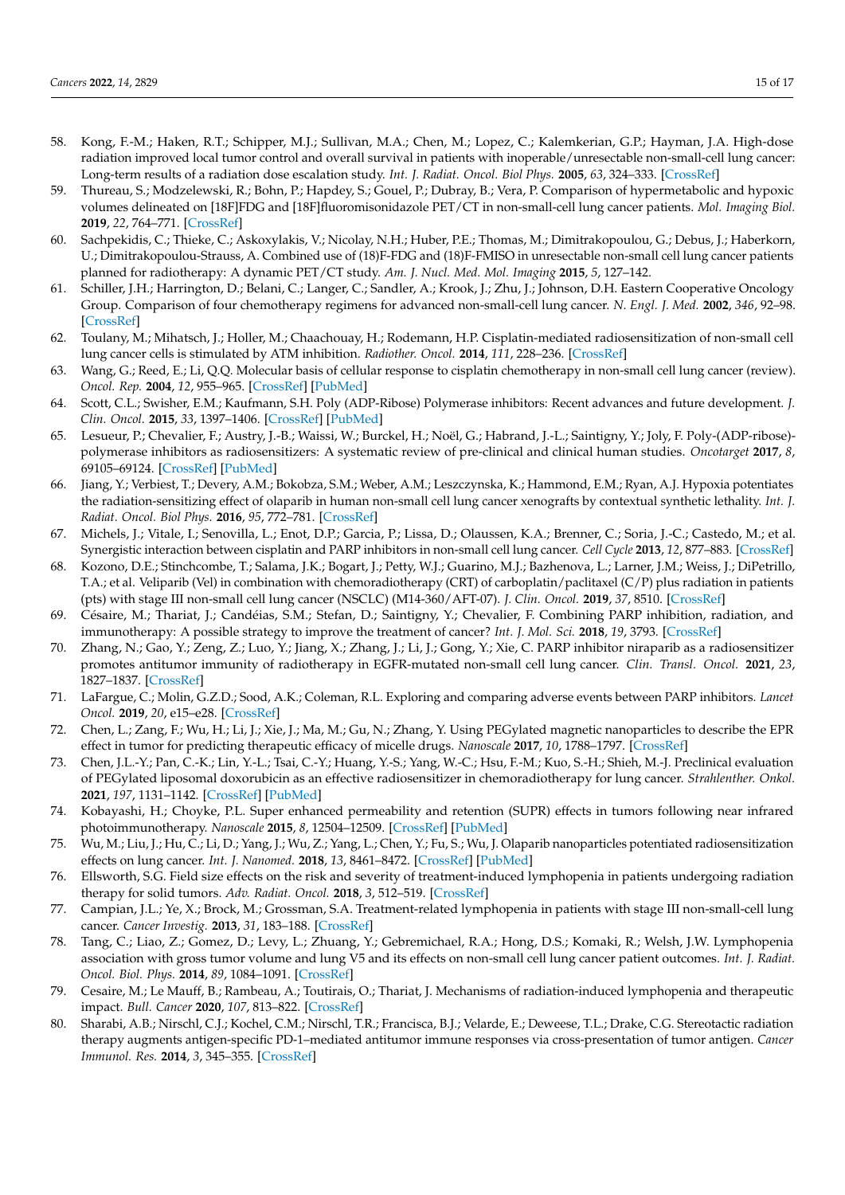58. Kong, F.-M.; Haken, R.T.; Schipper, M.J.; Sullivan, M.A.; Chen, M.; Lopez, C.; Kalemkerian, G.P.; Hayman, J.A. High-dose radiation improved local tumor control and overall survival in patients with inoperable/unresectable non-small-cell lung cancer: Long-term results of a radiation dose escalation study. *Int. J. Radiat. Oncol. Biol Phys.* **2005**, *63*, 324–333. [CrossRef]
59. Thureau, S.; Modzelewski, R.; Bohn, P.; Hapdey, S.; Gouel, P.; Dubray, B.; Vera, P. Comparison of hypermetabolic and hypoxic volumes delineated on [18F]FDG and [18F]fluoromisonidazole PET/CT in non-small-cell lung cancer patients. *Mol. Imaging Biol.* **2019**, *22*, 764–771. [CrossRef]
60. Sachpekidis, C.; Thieke, C.; Askoxylakis, V.; Nicolay, N.H.; Huber, P.E.; Thomas, M.; Dimitrakopoulou, G.; Debus, J.; Haberkorn, U.; Dimitrakopoulou-Strauss, A. Combined use of (18)F-FDG and (18)F-FMISO in unresectable non-small cell lung cancer patients planned for radiotherapy: A dynamic PET/CT study. *Am. J. Nucl. Med. Mol. Imaging* **2015**, *5*, 127–142.
61. Schiller, J.H.; Harrington, D.; Belani, C.; Langer, C.; Sandler, A.; Krook, J.; Zhu, J.; Johnson, D.H. Eastern Cooperative Oncology Group. Comparison of four chemotherapy regimens for advanced non-small-cell lung cancer. *N. Engl. J. Med.* **2002**, *346*, 92–98. [CrossRef]
62. Toulany, M.; Mihatsch, J.; Holler, M.; Chaachouay, H.; Rodemann, H.P. Cisplatin-mediated radiosensitization of non-small cell lung cancer cells is stimulated by ATM inhibition. *Radiother. Oncol.* **2014**, *111*, 228–236. [CrossRef]
63. Wang, G.; Reed, E.; Li, Q.Q. Molecular basis of cellular response to cisplatin chemotherapy in non-small cell lung cancer (review). *Oncol. Rep.* **2004**, *12*, 955–965. [CrossRef] [PubMed]
64. Scott, C.L.; Swisher, E.M.; Kaufmann, S.H. Poly (ADP-Ribose) Polymerase inhibitors: Recent advances and future development. *J. Clin. Oncol.* **2015**, *33*, 1397–1406. [CrossRef] [PubMed]
65. Lesueur, P.; Chevalier, F.; Austry, J.-B.; Waissi, W.; Burckel, H.; Noël, G.; Habrand, J.-L.; Saintigny, Y.; Joly, F. Poly-(ADP-ribose)-polymerase inhibitors as radiosensitizers: A systematic review of pre-clinical and clinical human studies. *Oncotarget* **2017**, *8*, 69105–69124. [CrossRef] [PubMed]
66. Jiang, Y.; Verbiest, T.; Devery, A.M.; Bokobza, S.M.; Weber, A.M.; Leszczynska, K.; Hammond, E.M.; Ryan, A.J. Hypoxia potentiates the radiation-sensitizing effect of olaparib in human non-small cell lung cancer xenografts by contextual synthetic lethality. *Int. J. Radiat. Oncol. Biol Phys.* **2016**, *95*, 772–781. [CrossRef]
67. Michels, J.; Vitale, I.; Senovilla, L.; Enot, D.P.; Garcia, P.; Lissa, D.; Olaussen, K.A.; Brenner, C.; Soria, J.-C.; Castedo, M.; et al. Synergistic interaction between cisplatin and PARP inhibitors in non-small cell lung cancer. *Cell Cycle* **2013**, *12*, 877–883. [CrossRef]
68. Kozono, D.E.; Stinchcombe, T.; Salama, J.K.; Bogart, J.; Petty, W.J.; Guarino, M.J.; Bazhenova, L.; Larner, J.M.; Weiss, J.; DiPetrillo, T.A.; et al. Veliparib (Vel) in combination with chemoradiotherapy (CRT) of carboplatin/paclitaxel (C/P) plus radiation in patients (pts) with stage III non-small cell lung cancer (NSCLC) (M14-360/AFT-07). *J. Clin. Oncol.* **2019**, *37*, 8510. [CrossRef]
69. Césaire, M.; Thariat, J.; Candéias, S.M.; Stefan, D.; Saintigny, Y.; Chevalier, F. Combining PARP inhibition, radiation, and immunotherapy: A possible strategy to improve the treatment of cancer? *Int. J. Mol. Sci.* **2018**, *19*, 3793. [CrossRef]
70. Zhang, N.; Gao, Y.; Zeng, Z.; Luo, Y.; Jiang, X.; Zhang, J.; Li, J.; Gong, Y.; Xie, C. PARP inhibitor niraparib as a radiosensitizer promotes antitumor immunity of radiotherapy in EGFR-mutated non-small cell lung cancer. *Clin. Transl. Oncol.* **2021**, *23*, 1827–1837. [CrossRef]
71. LaFargue, C.; Molin, G.Z.D.; Sood, A.K.; Coleman, R.L. Exploring and comparing adverse events between PARP inhibitors. *Lancet Oncol.* **2019**, *20*, e15–e28. [CrossRef]
72. Chen, L.; Zang, F.; Wu, H.; Li, J.; Xie, J.; Ma, M.; Gu, N.; Zhang, Y. Using PEGylated magnetic nanoparticles to describe the EPR effect in tumor for predicting therapeutic efficacy of micelle drugs. *Nanoscale* **2017**, *10*, 1788–1797. [CrossRef]
73. Chen, J.L.-Y.; Pan, C.-K.; Lin, Y.-L.; Tsai, C.-Y.; Huang, Y.-S.; Yang, W.-C.; Hsu, F.-M.; Kuo, S.-H.; Shieh, M.-J. Preclinical evaluation of PEGylated liposomal doxorubicin as an effective radiosensitizer in chemoradiotherapy for lung cancer. *Strahlenther. Onkol.* **2021**, *197*, 1131–1142. [CrossRef] [PubMed]
74. Kobayashi, H.; Choyke, P.L. Super enhanced permeability and retention (SUPR) effects in tumors following near infrared photoimmunotherapy. *Nanoscale* **2015**, *8*, 12504–12509. [CrossRef] [PubMed]
75. Wu, M.; Liu, J.; Hu, C.; Li, D.; Yang, J.; Wu, Z.; Yang, L.; Chen, Y.; Fu, S.; Wu, J. Olaparib nanoparticles potentiated radiosensitization effects on lung cancer. *Int. J. Nanomed.* **2018**, *13*, 8461–8472. [CrossRef] [PubMed]
76. Ellsworth, S.G. Field size effects on the risk and severity of treatment-induced lymphopenia in patients undergoing radiation therapy for solid tumors. *Adv. Radiat. Oncol.* **2018**, *3*, 512–519. [CrossRef]
77. Campian, J.L.; Ye, X.; Brock, M.; Grossman, S.A. Treatment-related lymphopenia in patients with stage III non-small-cell lung cancer. *Cancer Investig.* **2013**, *31*, 183–188. [CrossRef]
78. Tang, C.; Liao, Z.; Gomez, D.; Levy, L.; Zhuang, Y.; Gebremichael, R.A.; Hong, D.S.; Komaki, R.; Welsh, J.W. Lymphopenia association with gross tumor volume and lung V5 and its effects on non-small cell lung cancer patient outcomes. *Int. J. Radiat. Oncol. Biol. Phys.* **2014**, *89*, 1084–1091. [CrossRef]
79. Cesaire, M.; Le Mauff, B.; Rambeau, A.; Toutirais, O.; Thariat, J. Mechanisms of radiation-induced lymphopenia and therapeutic impact. *Bull. Cancer* **2020**, *107*, 813–822. [CrossRef]
80. Sharabi, A.B.; Nirschl, C.J.; Kochel, C.M.; Nirschl, T.R.; Francisca, B.J.; Velarde, E.; Deweese, T.L.; Drake, C.G. Stereotactic radiation therapy augments antigen-specific PD-1–mediated antitumor immune responses via cross-presentation of tumor antigen. *Cancer Immunol. Res.* **2014**, *3*, 345–355. [CrossRef]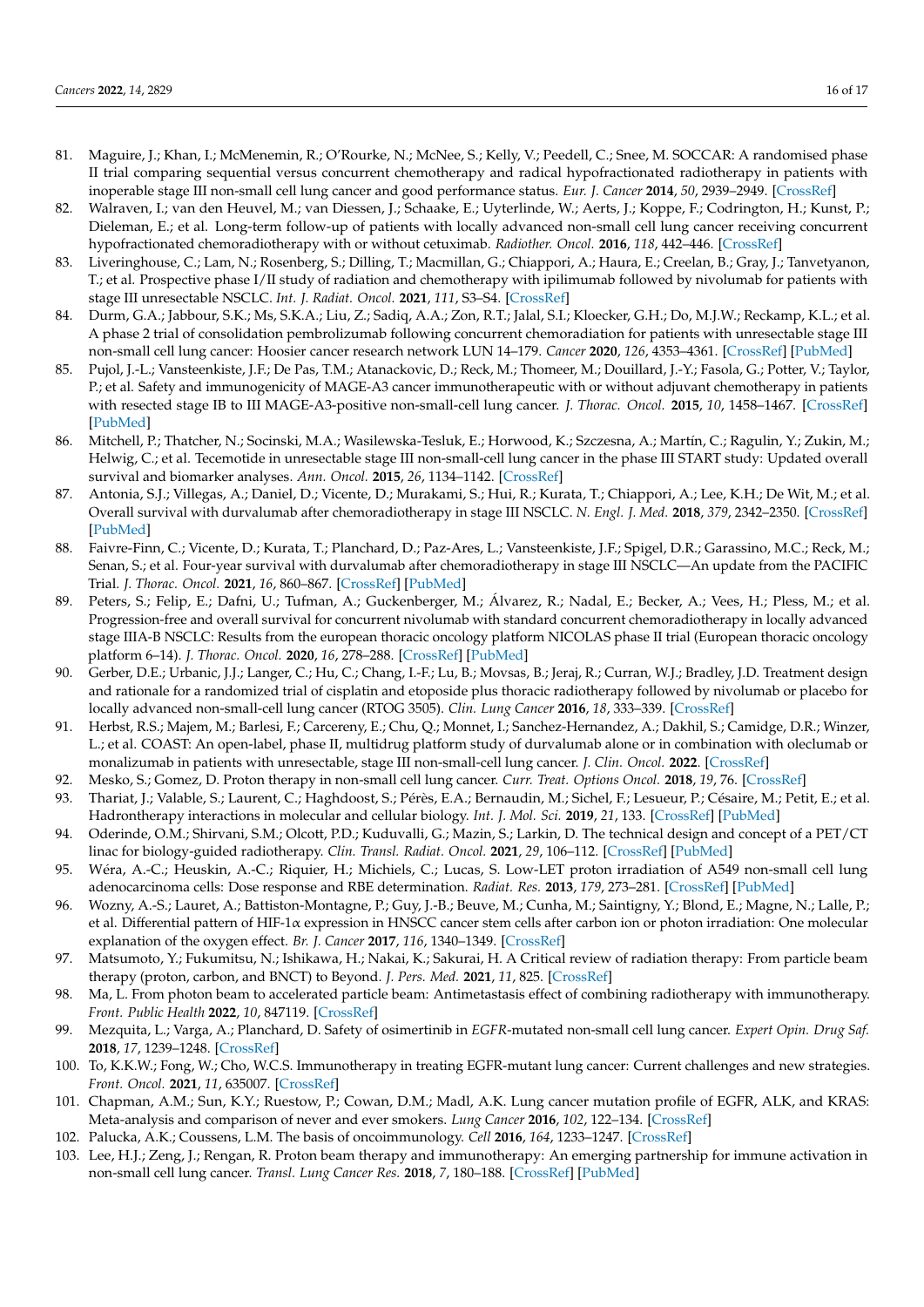81. Maguire, J.; Khan, I.; McMenemin, R.; O'Rourke, N.; McNee, S.; Kelly, V.; Peedell, C.; Snee, M. SOCCAR: A randomised phase II trial comparing sequential versus concurrent chemotherapy and radical hypofractionated radiotherapy in patients with inoperable stage III non-small cell lung cancer and good performance status. *Eur. J. Cancer* **2014**, *50*, 2939–2949. [CrossRef]
82. Walraven, I.; van den Heuvel, M.; van Diessen, J.; Schaake, E.; Uyterlinde, W.; Aerts, J.; Koppe, F.; Codrington, H.; Kunst, P.; Dieleman, E.; et al. Long-term follow-up of patients with locally advanced non-small cell lung cancer receiving concurrent hypofractionated chemoradiotherapy with or without cetuximab. *Radiother. Oncol.* **2016**, *118*, 442–446. [CrossRef]
83. Liveringhouse, C.; Lam, N.; Rosenberg, S.; Dilling, T.; Macmillan, G.; Chiappori, A.; Haura, E.; Creelan, B.; Gray, J.; Tanvetyanon, T.; et al. Prospective phase I/II study of radiation and chemotherapy with ipilimumab followed by nivolumab for patients with stage III unresectable NSCLC. *Int. J. Radiat. Oncol.* **2021**, *111*, S3–S4. [CrossRef]
84. Durm, G.A.; Jabbour, S.K.; Ms, S.K.A.; Liu, Z.; Sadiq, A.A.; Zon, R.T.; Jalal, S.I.; Kloecker, G.H.; Do, M.J.W.; Reckamp, K.L.; et al. A phase 2 trial of consolidation pembrolizumab following concurrent chemoradiation for patients with unresectable stage III non-small cell lung cancer: Hoosier cancer research network LUN 14–179. *Cancer* **2020**, *126*, 4353–4361. [CrossRef] [PubMed]
85. Pujol, J.-L.; Vansteenkiste, J.F.; De Pas, T.M.; Atanackovic, D.; Reck, M.; Thomeer, M.; Douillard, J.-Y.; Fasola, G.; Potter, V.; Taylor, P.; et al. Safety and immunogenicity of MAGE-A3 cancer immunotherapeutic with or without adjuvant chemotherapy in patients with resected stage IB to III MAGE-A3-positive non-small-cell lung cancer. *J. Thorac. Oncol.* **2015**, *10*, 1458–1467. [CrossRef] [PubMed]
86. Mitchell, P.; Thatcher, N.; Socinski, M.A.; Wasilewska-Tesluk, E.; Horwood, K.; Szczesna, A.; Martín, C.; Ragulin, Y.; Zukin, M.; Helwig, C.; et al. Tecemotide in unresectable stage III non-small-cell lung cancer in the phase III START study: Updated overall survival and biomarker analyses. *Ann. Oncol.* **2015**, *26*, 1134–1142. [CrossRef]
87. Antonia, S.J.; Villegas, A.; Daniel, D.; Vicente, D.; Murakami, S.; Hui, R.; Kurata, T.; Chiappori, A.; Lee, K.H.; De Wit, M.; et al. Overall survival with durvalumab after chemoradiotherapy in stage III NSCLC. *N. Engl. J. Med.* **2018**, *379*, 2342–2350. [CrossRef] [PubMed]
88. Faivre-Finn, C.; Vicente, D.; Kurata, T.; Planchard, D.; Paz-Ares, L.; Vansteenkiste, J.F.; Spigel, D.R.; Garassino, M.C.; Reck, M.; Senan, S.; et al. Four-year survival with durvalumab after chemoradiotherapy in stage III NSCLC—An update from the PACIFIC Trial. *J. Thorac. Oncol.* **2021**, *16*, 860–867. [CrossRef] [PubMed]
89. Peters, S.; Felip, E.; Dafni, U.; Tufman, A.; Guckenberger, M.; Álvarez, R.; Nadal, E.; Becker, A.; Vees, H.; Pless, M.; et al. Progression-free and overall survival for concurrent nivolumab with standard concurrent chemoradiotherapy in locally advanced stage IIIA-B NSCLC: Results from the european thoracic oncology platform NICOLAS phase II trial (European thoracic oncology platform 6–14). *J. Thorac. Oncol.* **2020**, *16*, 278–288. [CrossRef] [PubMed]
90. Gerber, D.E.; Urbanic, J.J.; Langer, C.; Hu, C.; Chang, I.-F.; Lu, B.; Movsas, B.; Jeraj, R.; Curran, W.J.; Bradley, J.D. Treatment design and rationale for a randomized trial of cisplatin and etoposide plus thoracic radiotherapy followed by nivolumab or placebo for locally advanced non-small-cell lung cancer (RTOG 3505). *Clin. Lung Cancer* **2016**, *18*, 333–339. [CrossRef]
91. Herbst, R.S.; Majem, M.; Barlesi, F.; Carcereny, E.; Chu, Q.; Monnet, I.; Sanchez-Hernandez, A.; Dakhil, S.; Camidge, D.R.; Winzer, L.; et al. COAST: An open-label, phase II, multidrug platform study of durvalumab alone or in combination with oleclumab or monalizumab in patients with unresectable, stage III non-small-cell lung cancer. *J. Clin. Oncol.* **2022**. [CrossRef]
92. Mesko, S.; Gomez, D. Proton therapy in non-small cell lung cancer. *Curr. Treat. Options Oncol.* **2018**, *19*, 76. [CrossRef]
93. Thariat, J.; Valable, S.; Laurent, C.; Haghdoost, S.; Pérès, E.A.; Bernaudin, M.; Sichel, F.; Lesueur, P.; Césaire, M.; Petit, E.; et al. Hadrontherapy interactions in molecular and cellular biology. *Int. J. Mol. Sci.* **2019**, *21*, 133. [CrossRef] [PubMed]
94. Oderinde, O.M.; Shirvani, S.M.; Olcott, P.D.; Kuduvalli, G.; Mazin, S.; Larkin, D. The technical design and concept of a PET/CT linac for biology-guided radiotherapy. *Clin. Transl. Radiat. Oncol.* **2021**, *29*, 106–112. [CrossRef] [PubMed]
95. Wéra, A.-C.; Heuskin, A.-C.; Riquier, H.; Michiels, C.; Lucas, S. Low-LET proton irradiation of A549 non-small cell lung adenocarcinoma cells: Dose response and RBE determination. *Radiat. Res.* **2013**, *179*, 273–281. [CrossRef] [PubMed]
96. Wozny, A.-S.; Lauret, A.; Battiston-Montagne, P.; Guy, J.-B.; Beuve, M.; Cunha, M.; Saintigny, Y.; Blond, E.; Magne, N.; Lalle, P.; et al. Differential pattern of HIF-1α expression in HNSCC cancer stem cells after carbon ion or photon irradiation: One molecular explanation of the oxygen effect. *Br. J. Cancer* **2017**, *116*, 1340–1349. [CrossRef]
97. Matsumoto, Y.; Fukumitsu, N.; Ishikawa, H.; Nakai, K.; Sakurai, H. A Critical review of radiation therapy: From particle beam therapy (proton, carbon, and BNCT) to Beyond. *J. Pers. Med.* **2021**, *11*, 825. [CrossRef]
98. Ma, L. From photon beam to accelerated particle beam: Antimetastasis effect of combining radiotherapy with immunotherapy. *Front. Public Health* **2022**, *10*, 847119. [CrossRef]
99. Mezquita, L.; Varga, A.; Planchard, D. Safety of osimertinib in *EGFR*-mutated non-small cell lung cancer. *Expert Opin. Drug Saf.* **2018**, *17*, 1239–1248. [CrossRef]
100. To, K.K.W.; Fong, W.; Cho, W.C.S. Immunotherapy in treating EGFR-mutant lung cancer: Current challenges and new strategies. *Front. Oncol.* **2021**, *11*, 635007. [CrossRef]
101. Chapman, A.M.; Sun, K.Y.; Ruestow, P.; Cowan, D.M.; Madl, A.K. Lung cancer mutation profile of EGFR, ALK, and KRAS: Meta-analysis and comparison of never and ever smokers. *Lung Cancer* **2016**, *102*, 122–134. [CrossRef]
102. Palucka, A.K.; Coussens, L.M. The basis of oncoimmunology. *Cell* **2016**, *164*, 1233–1247. [CrossRef]
103. Lee, H.J.; Zeng, J.; Rengan, R. Proton beam therapy and immunotherapy: An emerging partnership for immune activation in non-small cell lung cancer. *Transl. Lung Cancer Res.* **2018**, *7*, 180–188. [CrossRef] [PubMed]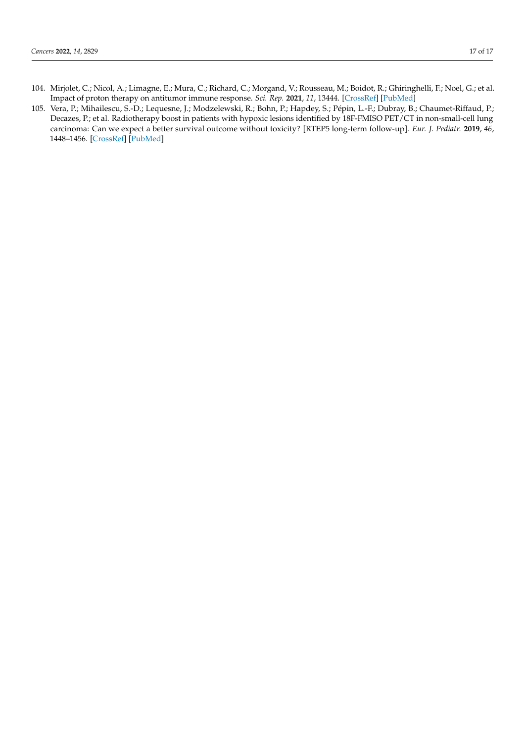104. Mirjolet, C.; Nicol, A.; Limagne, E.; Mura, C.; Richard, C.; Morgand, V.; Rousseau, M.; Boidot, R.; Ghiringhelli, F.; Noel, G.; et al. Impact of proton therapy on antitumor immune response. *Sci. Rep.* **2021**, *11*, 13444. [CrossRef] [PubMed]

105. Vera, P.; Mihailescu, S.-D.; Lequesne, J.; Modzelewski, R.; Bohn, P.; Hapdey, S.; Pépin, L.-F.; Dubray, B.; Chaumet-Riffaud, P.; Decazes, P.; et al. Radiotherapy boost in patients with hypoxic lesions identified by 18F-FMISO PET/CT in non-small-cell lung carcinoma: Can we expect a better survival outcome without toxicity? [RTEP5 long-term follow-up]. *Eur. J. Pediatr.* **2019**, *46*, 1448–1456. [CrossRef] [PubMed]